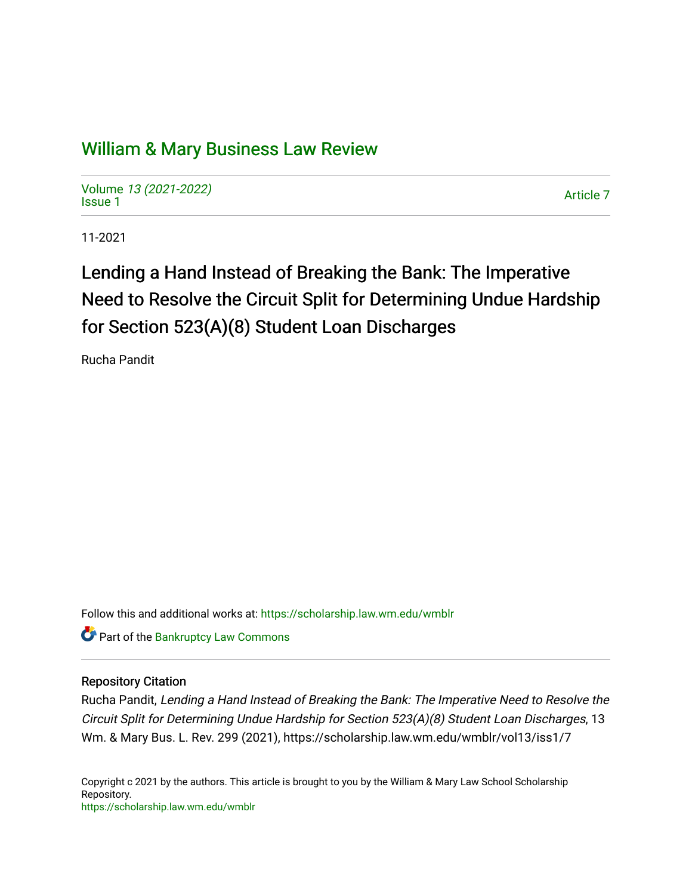# William & Mary Business Law Review

Volume 13 (2021-2022)
Issue 1

Article 7

11-2021

## Lending a Hand Instead of Breaking the Bank: The Imperative Need to Resolve the Circuit Split for Determining Undue Hardship for Section 523(A)(8) Student Loan Discharges

Rucha Pandit

Follow this and additional works at: https://scholarship.law.wm.edu/wmblr

Part of the Bankruptcy Law Commons

### Repository Citation

Rucha Pandit, *Lending a Hand Instead of Breaking the Bank: The Imperative Need to Resolve the Circuit Split for Determining Undue Hardship for Section 523(A)(8) Student Loan Discharges*, 13 Wm. & Mary Bus. L. Rev. 299 (2021), https://scholarship.law.wm.edu/wmblr/vol13/iss1/7

Copyright c 2021 by the authors. This article is brought to you by the William & Mary Law School Scholarship Repository.
https://scholarship.law.wm.edu/wmblr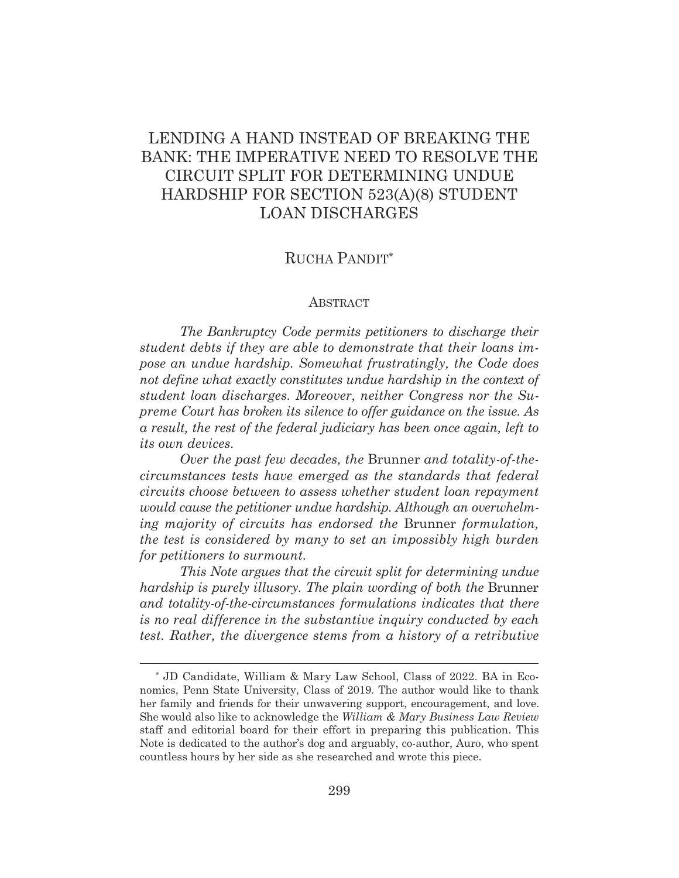# LENDING A HAND INSTEAD OF BREAKING THE BANK: THE IMPERATIVE NEED TO RESOLVE THE CIRCUIT SPLIT FOR DETERMINING UNDUE HARDSHIP FOR SECTION 523(A)(8) STUDENT LOAN DISCHARGES

RUCHA PANDIT*

## ABSTRACT

*The Bankruptcy Code permits petitioners to discharge their student debts if they are able to demonstrate that their loans impose an undue hardship. Somewhat frustratingly, the Code does not define what exactly constitutes undue hardship in the context of student loan discharges. Moreover, neither Congress nor the Supreme Court has broken its silence to offer guidance on the issue. As a result, the rest of the federal judiciary has been once again, left to its own devices.*

*Over the past few decades, the* Brunner *and totality-of-the-circumstances tests have emerged as the standards that federal circuits choose between to assess whether student loan repayment would cause the petitioner undue hardship. Although an overwhelming majority of circuits has endorsed the* Brunner *formulation, the test is considered by many to set an impossibly high burden for petitioners to surmount.*

*This Note argues that the circuit split for determining undue hardship is purely illusory. The plain wording of both the* Brunner *and totality-of-the-circumstances formulations indicates that there is no real difference in the substantive inquiry conducted by each test. Rather, the divergence stems from a history of a retributive*

---

\* JD Candidate, William & Mary Law School, Class of 2022. BA in Economics, Penn State University, Class of 2019. The author would like to thank her family and friends for their unwavering support, encouragement, and love. She would also like to acknowledge the *William & Mary Business Law Review* staff and editorial board for their effort in preparing this publication. This Note is dedicated to the author's dog and arguably, co-author, Auro, who spent countless hours by her side as she researched and wrote this piece.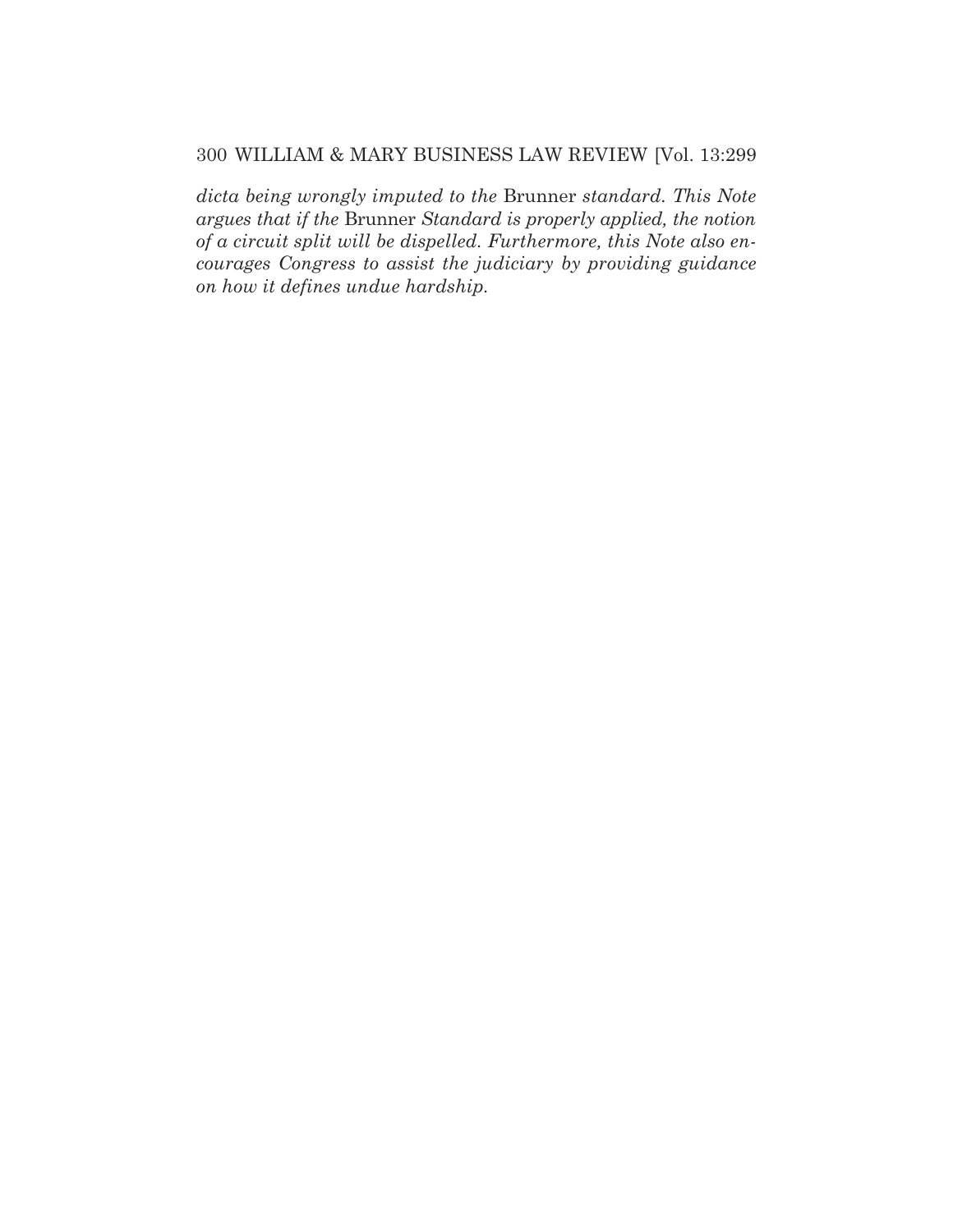*dicta being wrongly imputed to the* Brunner *standard. This Note argues that if the* Brunner *Standard is properly applied, the notion of a circuit split will be dispelled. Furthermore, this Note also encourages Congress to assist the judiciary by providing guidance on how it defines undue hardship.*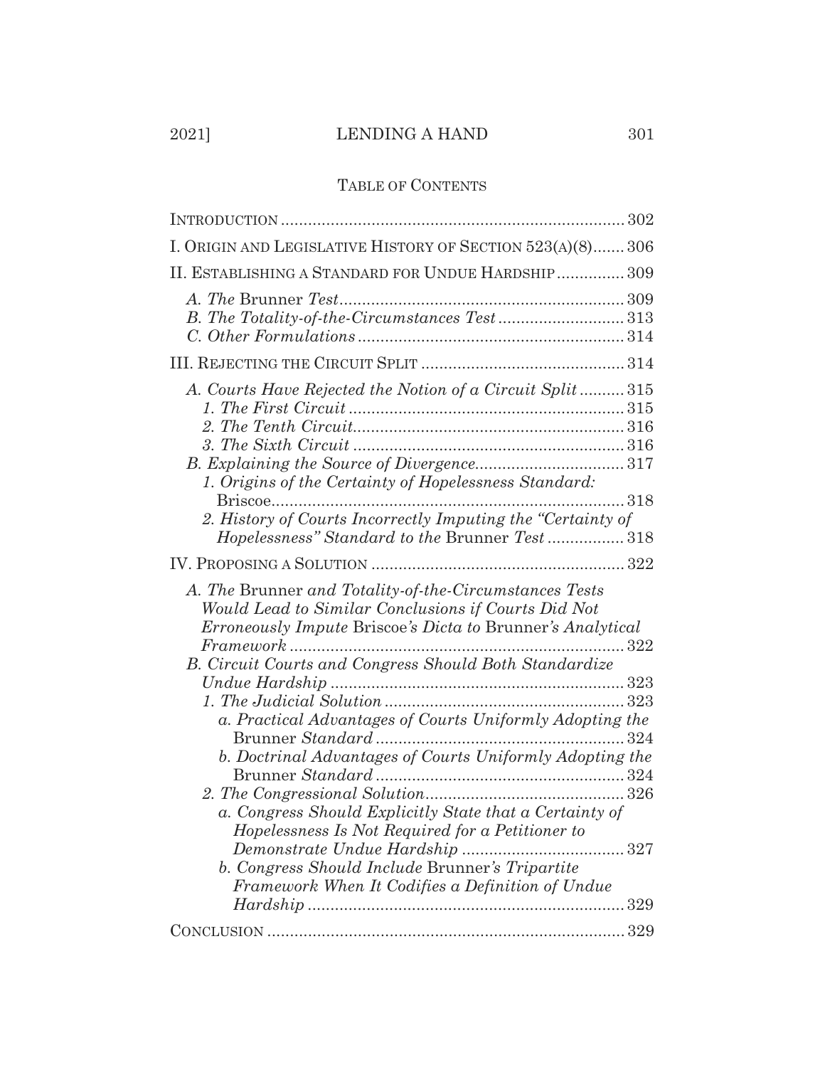## TABLE OF CONTENTS

| | |
|---|---|
| INTRODUCTION | 302 |
| I. ORIGIN AND LEGISLATIVE HISTORY OF SECTION 523(A)(8) | 306 |
| II. ESTABLISHING A STANDARD FOR UNDUE HARDSHIP | 309 |
| *A. The* Brunner *Test* | 309 |
| *B. The Totality-of-the-Circumstances Test* | 313 |
| *C. Other Formulations* | 314 |
| III. REJECTING THE CIRCUIT SPLIT | 314 |
| *A. Courts Have Rejected the Notion of a Circuit Split* | 315 |
| *1. The First Circuit* | 315 |
| *2. The Tenth Circuit* | 316 |
| *3. The Sixth Circuit* | 316 |
| *B. Explaining the Source of Divergence* | 317 |
| *1. Origins of the Certainty of Hopelessness Standard:* Briscoe | 318 |
| *2. History of Courts Incorrectly Imputing the "Certainty of Hopelessness" Standard to the* Brunner *Test* | 318 |
| IV. PROPOSING A SOLUTION | 322 |
| *A. The* Brunner *and Totality-of-the-Circumstances Tests Would Lead to Similar Conclusions if Courts Did Not Erroneously Impute* Briscoe*'s Dicta to* Brunner*'s Analytical Framework* | 322 |
| *B. Circuit Courts and Congress Should Both Standardize Undue Hardship* | 323 |
| *1. The Judicial Solution* | 323 |
| *a. Practical Advantages of Courts Uniformly Adopting the* Brunner *Standard* | 324 |
| *b. Doctrinal Advantages of Courts Uniformly Adopting the* Brunner *Standard* | 324 |
| *2. The Congressional Solution* | 326 |
| *a. Congress Should Explicitly State that a Certainty of Hopelessness Is Not Required for a Petitioner to Demonstrate Undue Hardship* | 327 |
| *b. Congress Should Include* Brunner*'s Tripartite Framework When It Codifies a Definition of Undue Hardship* | 329 |
| CONCLUSION | 329 |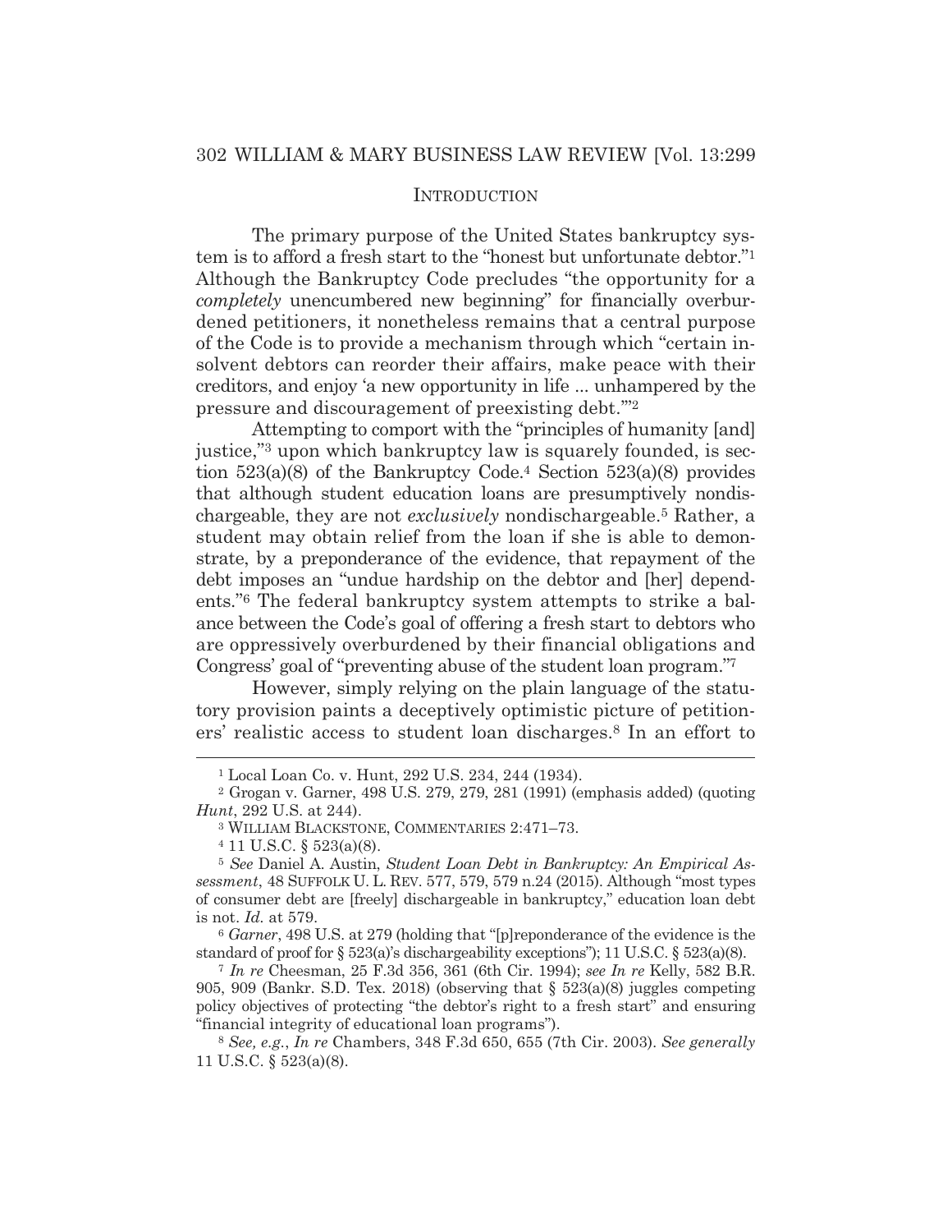## INTRODUCTION

The primary purpose of the United States bankruptcy system is to afford a fresh start to the "honest but unfortunate debtor."[1] Although the Bankruptcy Code precludes "the opportunity for a *completely* unencumbered new beginning" for financially overburdened petitioners, it nonetheless remains that a central purpose of the Code is to provide a mechanism through which "certain insolvent debtors can reorder their affairs, make peace with their creditors, and enjoy 'a new opportunity in life ... unhampered by the pressure and discouragement of preexisting debt.'"[2]

Attempting to comport with the "principles of humanity [and] justice,"[3] upon which bankruptcy law is squarely founded, is section 523(a)(8) of the Bankruptcy Code.[4] Section 523(a)(8) provides that although student education loans are presumptively nondischargeable, they are not *exclusively* nondischargeable.[5] Rather, a student may obtain relief from the loan if she is able to demonstrate, by a preponderance of the evidence, that repayment of the debt imposes an "undue hardship on the debtor and [her] dependents."[6] The federal bankruptcy system attempts to strike a balance between the Code's goal of offering a fresh start to debtors who are oppressively overburdened by their financial obligations and Congress' goal of "preventing abuse of the student loan program."[7]

However, simply relying on the plain language of the statutory provision paints a deceptively optimistic picture of petitioners' realistic access to student loan discharges.[8] In an effort to

---

[1] Local Loan Co. v. Hunt, 292 U.S. 234, 244 (1934).

[2] Grogan v. Garner, 498 U.S. 279, 279, 281 (1991) (emphasis added) (quoting *Hunt*, 292 U.S. at 244).

[3] WILLIAM BLACKSTONE, COMMENTARIES 2:471–73.

[4] 11 U.S.C. § 523(a)(8).

[5] *See* Daniel A. Austin, *Student Loan Debt in Bankruptcy: An Empirical Assessment*, 48 SUFFOLK U. L. REV. 577, 579, 579 n.24 (2015). Although "most types of consumer debt are [freely] dischargeable in bankruptcy," education loan debt is not. *Id.* at 579.

[6] *Garner*, 498 U.S. at 279 (holding that "[p]reponderance of the evidence is the standard of proof for § 523(a)'s dischargeability exceptions"); 11 U.S.C. § 523(a)(8).

[7] *In re* Cheesman, 25 F.3d 356, 361 (6th Cir. 1994); *see In re* Kelly, 582 B.R. 905, 909 (Bankr. S.D. Tex. 2018) (observing that § 523(a)(8) juggles competing policy objectives of protecting "the debtor's right to a fresh start" and ensuring "financial integrity of educational loan programs").

[8] *See, e.g.*, *In re* Chambers, 348 F.3d 650, 655 (7th Cir. 2003). *See generally* 11 U.S.C. § 523(a)(8).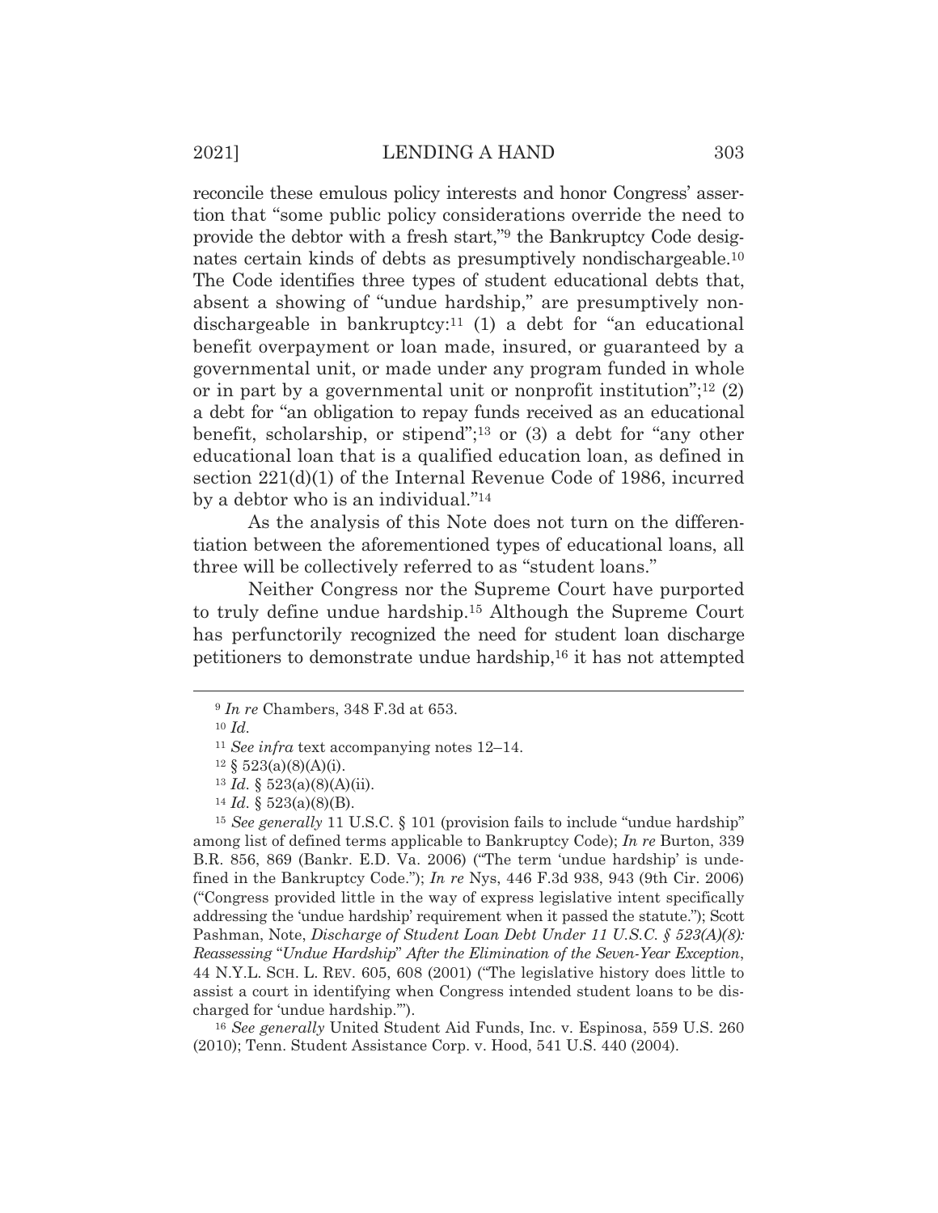reconcile these emulous policy interests and honor Congress' assertion that "some public policy considerations override the need to provide the debtor with a fresh start,"[9] the Bankruptcy Code designates certain kinds of debts as presumptively nondischargeable.[10] The Code identifies three types of student educational debts that, absent a showing of "undue hardship," are presumptively nondischargeable in bankruptcy:[11] (1) a debt for "an educational benefit overpayment or loan made, insured, or guaranteed by a governmental unit, or made under any program funded in whole or in part by a governmental unit or nonprofit institution";[12] (2) a debt for "an obligation to repay funds received as an educational benefit, scholarship, or stipend";[13] or (3) a debt for "any other educational loan that is a qualified education loan, as defined in section 221(d)(1) of the Internal Revenue Code of 1986, incurred by a debtor who is an individual."[14]

As the analysis of this Note does not turn on the differentiation between the aforementioned types of educational loans, all three will be collectively referred to as "student loans."

Neither Congress nor the Supreme Court have purported to truly define undue hardship.[15] Although the Supreme Court has perfunctorily recognized the need for student loan discharge petitioners to demonstrate undue hardship,[16] it has not attempted

[9] *In re* Chambers, 348 F.3d at 653.

[10] *Id.*

[11] *See infra* text accompanying notes 12–14.

[12] § 523(a)(8)(A)(i).

[13] *Id.* § 523(a)(8)(A)(ii).

[14] *Id.* § 523(a)(8)(B).

[15] *See generally* 11 U.S.C. § 101 (provision fails to include "undue hardship" among list of defined terms applicable to Bankruptcy Code); *In re* Burton, 339 B.R. 856, 869 (Bankr. E.D. Va. 2006) ("The term 'undue hardship' is undefined in the Bankruptcy Code."); *In re* Nys, 446 F.3d 938, 943 (9th Cir. 2006) ("Congress provided little in the way of express legislative intent specifically addressing the 'undue hardship' requirement when it passed the statute."); Scott Pashman, Note, *Discharge of Student Loan Debt Under 11 U.S.C. § 523(A)(8): Reassessing "Undue Hardship" After the Elimination of the Seven-Year Exception*, 44 N.Y.L. SCH. L. REV. 605, 608 (2001) ("The legislative history does little to assist a court in identifying when Congress intended student loans to be discharged for 'undue hardship.'").

[16] *See generally* United Student Aid Funds, Inc. v. Espinosa, 559 U.S. 260 (2010); Tenn. Student Assistance Corp. v. Hood, 541 U.S. 440 (2004).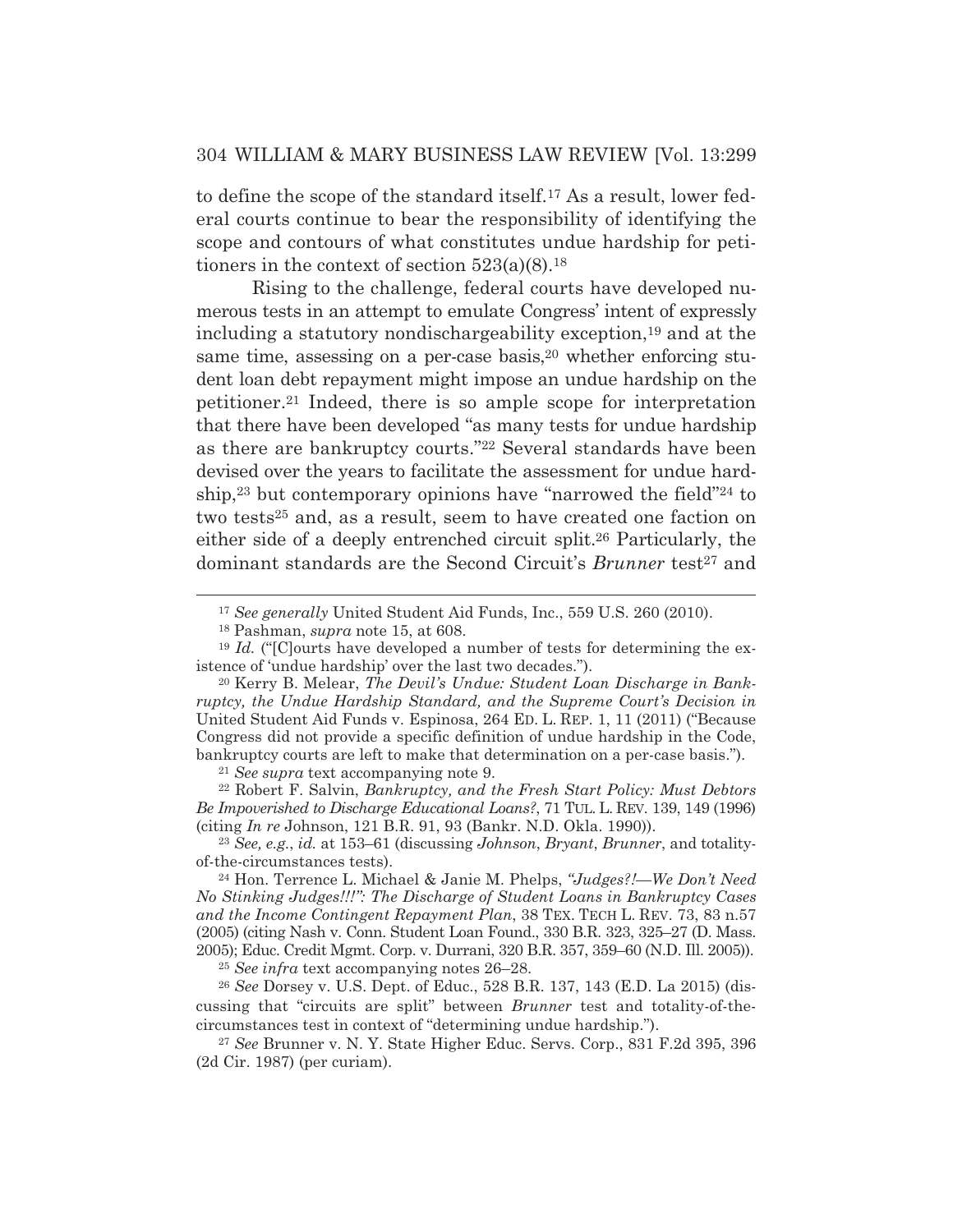to define the scope of the standard itself.[17] As a result, lower federal courts continue to bear the responsibility of identifying the scope and contours of what constitutes undue hardship for petitioners in the context of section 523(a)(8).[18]

Rising to the challenge, federal courts have developed numerous tests in an attempt to emulate Congress' intent of expressly including a statutory nondischargeability exception,[19] and at the same time, assessing on a per-case basis,[20] whether enforcing student loan debt repayment might impose an undue hardship on the petitioner.[21] Indeed, there is so ample scope for interpretation that there have been developed "as many tests for undue hardship as there are bankruptcy courts."[22] Several standards have been devised over the years to facilitate the assessment for undue hardship,[23] but contemporary opinions have "narrowed the field"[24] to two tests[25] and, as a result, seem to have created one faction on either side of a deeply entrenched circuit split.[26] Particularly, the dominant standards are the Second Circuit's *Brunner* test[27] and

---

[17] *See generally* United Student Aid Funds, Inc., 559 U.S. 260 (2010).

[18] Pashman, *supra* note 15, at 608.

[19] *Id.* ("[C]ourts have developed a number of tests for determining the existence of 'undue hardship' over the last two decades.").

[20] Kerry B. Melear, *The Devil's Undue: Student Loan Discharge in Bankruptcy, the Undue Hardship Standard, and the Supreme Court's Decision in* United Student Aid Funds v. Espinosa, 264 ED. L. REP. 1, 11 (2011) ("Because Congress did not provide a specific definition of undue hardship in the Code, bankruptcy courts are left to make that determination on a per-case basis.").

[21] *See supra* text accompanying note 9.

[22] Robert F. Salvin, *Bankruptcy, and the Fresh Start Policy: Must Debtors Be Impoverished to Discharge Educational Loans?*, 71 TUL. L. REV. 139, 149 (1996) (citing *In re* Johnson, 121 B.R. 91, 93 (Bankr. N.D. Okla. 1990)).

[23] *See, e.g.*, *id.* at 153–61 (discussing *Johnson*, *Bryant*, *Brunner*, and totality-of-the-circumstances tests).

[24] Hon. Terrence L. Michael & Janie M. Phelps, *"Judges?!—We Don't Need No Stinking Judges!!!": The Discharge of Student Loans in Bankruptcy Cases and the Income Contingent Repayment Plan*, 38 TEX. TECH L. REV. 73, 83 n.57 (2005) (citing Nash v. Conn. Student Loan Found., 330 B.R. 323, 325–27 (D. Mass. 2005); Educ. Credit Mgmt. Corp. v. Durrani, 320 B.R. 357, 359–60 (N.D. Ill. 2005)).

[25] *See infra* text accompanying notes 26–28.

[26] *See* Dorsey v. U.S. Dept. of Educ., 528 B.R. 137, 143 (E.D. La 2015) (discussing that "circuits are split" between *Brunner* test and totality-of-the-circumstances test in context of "determining undue hardship.").

[27] *See* Brunner v. N. Y. State Higher Educ. Servs. Corp., 831 F.2d 395, 396 (2d Cir. 1987) (per curiam).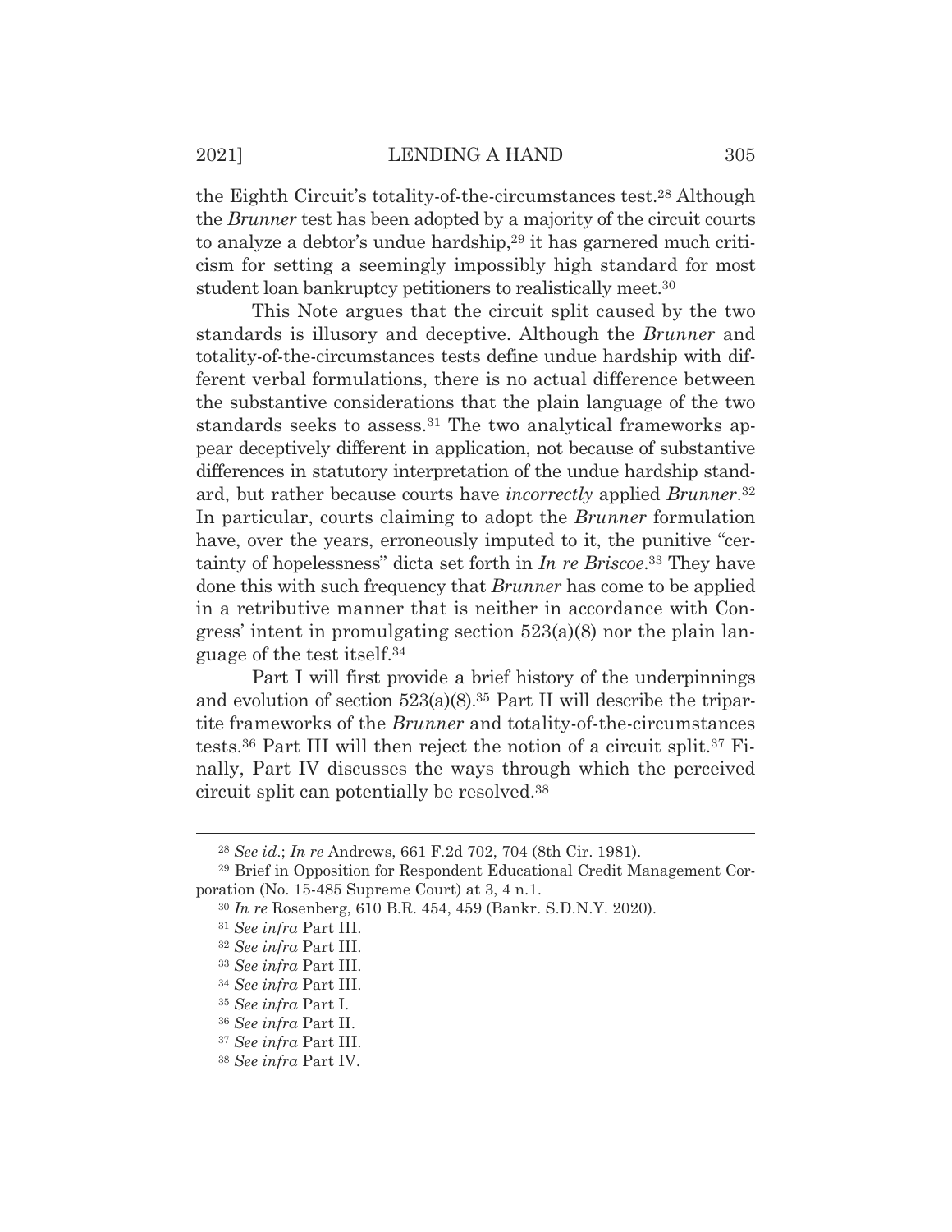the Eighth Circuit's totality-of-the-circumstances test.[28] Although the *Brunner* test has been adopted by a majority of the circuit courts to analyze a debtor's undue hardship,[29] it has garnered much criticism for setting a seemingly impossibly high standard for most student loan bankruptcy petitioners to realistically meet.[30]

This Note argues that the circuit split caused by the two standards is illusory and deceptive. Although the *Brunner* and totality-of-the-circumstances tests define undue hardship with different verbal formulations, there is no actual difference between the substantive considerations that the plain language of the two standards seeks to assess.[31] The two analytical frameworks appear deceptively different in application, not because of substantive differences in statutory interpretation of the undue hardship standard, but rather because courts have *incorrectly* applied *Brunner*.[32] In particular, courts claiming to adopt the *Brunner* formulation have, over the years, erroneously imputed to it, the punitive "certainty of hopelessness" dicta set forth in *In re Briscoe*.[33] They have done this with such frequency that *Brunner* has come to be applied in a retributive manner that is neither in accordance with Congress' intent in promulgating section 523(a)(8) nor the plain language of the test itself.[34]

Part I will first provide a brief history of the underpinnings and evolution of section 523(a)(8).[35] Part II will describe the tripartite frameworks of the *Brunner* and totality-of-the-circumstances tests.[36] Part III will then reject the notion of a circuit split.[37] Finally, Part IV discusses the ways through which the perceived circuit split can potentially be resolved.[38]

---

[28] *See id.*; *In re* Andrews, 661 F.2d 702, 704 (8th Cir. 1981).

[29] Brief in Opposition for Respondent Educational Credit Management Corporation (No. 15-485 Supreme Court) at 3, 4 n.1.

[30] *In re* Rosenberg, 610 B.R. 454, 459 (Bankr. S.D.N.Y. 2020).

[31] *See infra* Part III.

[32] *See infra* Part III.

[33] *See infra* Part III.

[34] *See infra* Part III.

[35] *See infra* Part I.

[36] *See infra* Part II.

[37] *See infra* Part III.

[38] *See infra* Part IV.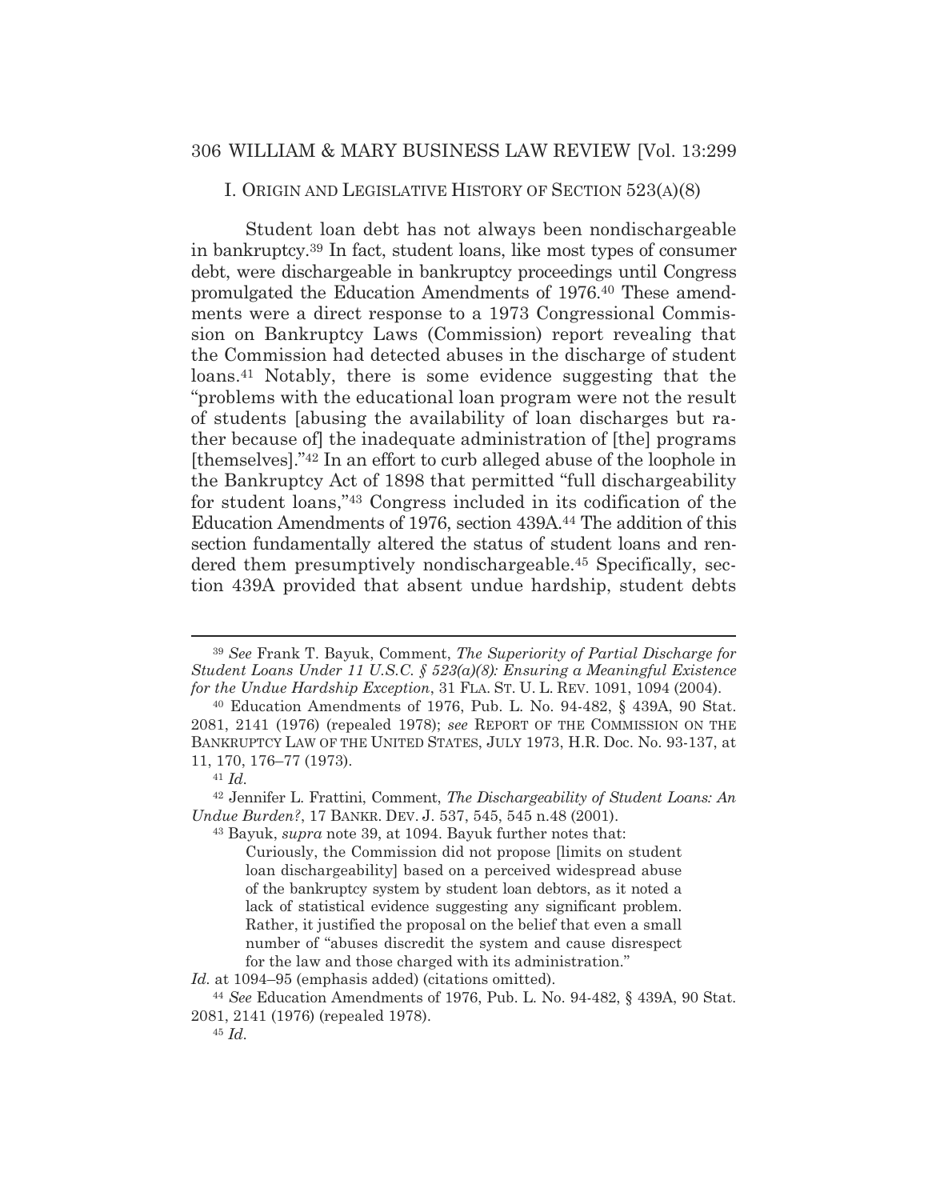## I. ORIGIN AND LEGISLATIVE HISTORY OF SECTION 523(A)(8)

Student loan debt has not always been nondischargeable in bankruptcy.[39] In fact, student loans, like most types of consumer debt, were dischargeable in bankruptcy proceedings until Congress promulgated the Education Amendments of 1976.[40] These amendments were a direct response to a 1973 Congressional Commission on Bankruptcy Laws (Commission) report revealing that the Commission had detected abuses in the discharge of student loans.[41] Notably, there is some evidence suggesting that the "problems with the educational loan program were not the result of students [abusing the availability of loan discharges but rather because of] the inadequate administration of [the] programs [themselves]."[42] In an effort to curb alleged abuse of the loophole in the Bankruptcy Act of 1898 that permitted "full dischargeability for student loans,"[43] Congress included in its codification of the Education Amendments of 1976, section 439A.[44] The addition of this section fundamentally altered the status of student loans and rendered them presumptively nondischargeable.[45] Specifically, section 439A provided that absent undue hardship, student debts

---

[39] *See* Frank T. Bayuk, Comment, *The Superiority of Partial Discharge for Student Loans Under 11 U.S.C. § 523(a)(8): Ensuring a Meaningful Existence for the Undue Hardship Exception*, 31 FLA. ST. U. L. REV. 1091, 1094 (2004).

[40] Education Amendments of 1976, Pub. L. No. 94-482, § 439A, 90 Stat. 2081, 2141 (1976) (repealed 1978); *see* REPORT OF THE COMMISSION ON THE BANKRUPTCY LAW OF THE UNITED STATES, JULY 1973, H.R. Doc. No. 93-137, at 11, 170, 176–77 (1973).

[41] *Id.*

[42] Jennifer L. Frattini, Comment, *The Dischargeability of Student Loans: An Undue Burden?*, 17 BANKR. DEV. J. 537, 545, 545 n.48 (2001).

[43] Bayuk, *supra* note 39, at 1094. Bayuk further notes that:

> Curiously, the Commission did not propose [limits on student loan dischargeability] based on a perceived widespread abuse of the bankruptcy system by student loan debtors, as it noted a lack of statistical evidence suggesting any significant problem. Rather, it justified the proposal on the belief that even a small number of "abuses discredit the system and cause disrespect for the law and those charged with its administration."

*Id.* at 1094–95 (emphasis added) (citations omitted).

[44] *See* Education Amendments of 1976, Pub. L. No. 94-482, § 439A, 90 Stat. 2081, 2141 (1976) (repealed 1978).

[45] *Id.*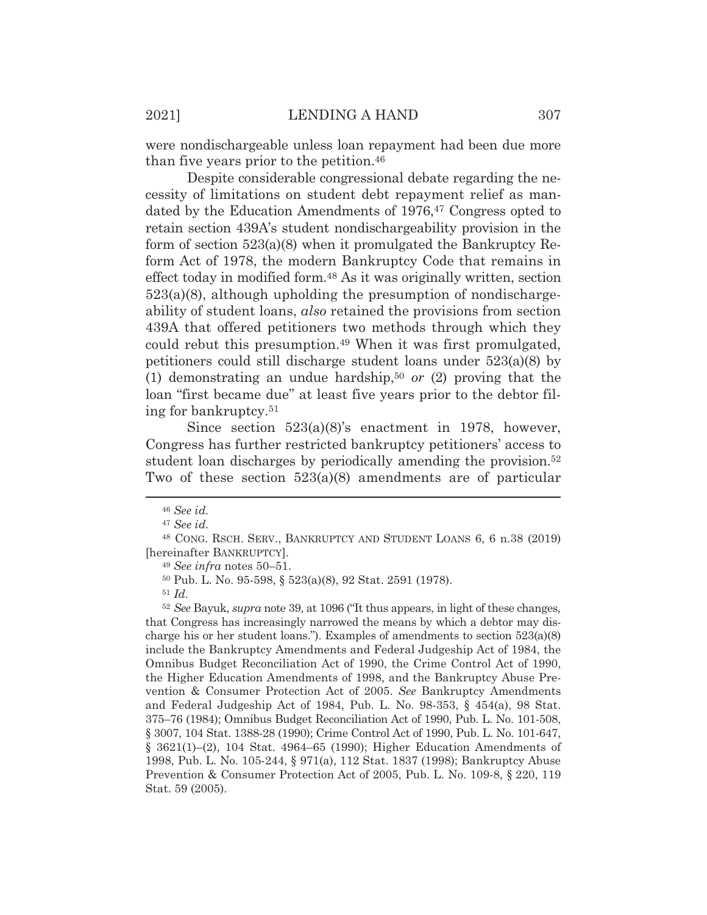were nondischargeable unless loan repayment had been due more than five years prior to the petition.[46]

Despite considerable congressional debate regarding the necessity of limitations on student debt repayment relief as mandated by the Education Amendments of 1976,[47] Congress opted to retain section 439A's student nondischargeability provision in the form of section 523(a)(8) when it promulgated the Bankruptcy Reform Act of 1978, the modern Bankruptcy Code that remains in effect today in modified form.[48] As it was originally written, section 523(a)(8), although upholding the presumption of nondischargeability of student loans, *also* retained the provisions from section 439A that offered petitioners two methods through which they could rebut this presumption.[49] When it was first promulgated, petitioners could still discharge student loans under 523(a)(8) by (1) demonstrating an undue hardship,[50] *or* (2) proving that the loan "first became due" at least five years prior to the debtor filing for bankruptcy.[51]

Since section 523(a)(8)'s enactment in 1978, however, Congress has further restricted bankruptcy petitioners' access to student loan discharges by periodically amending the provision.[52] Two of these section 523(a)(8) amendments are of particular

---

[46] *See id.*

[47] *See id.*

[48] CONG. RSCH. SERV., BANKRUPTCY AND STUDENT LOANS 6, 6 n.38 (2019) [hereinafter BANKRUPTCY].

[49] *See infra* notes 50–51.

[50] Pub. L. No. 95-598, § 523(a)(8), 92 Stat. 2591 (1978).

[51] *Id.*

[52] *See* Bayuk, *supra* note 39, at 1096 ("It thus appears, in light of these changes, that Congress has increasingly narrowed the means by which a debtor may discharge his or her student loans."). Examples of amendments to section 523(a)(8) include the Bankruptcy Amendments and Federal Judgeship Act of 1984, the Omnibus Budget Reconciliation Act of 1990, the Crime Control Act of 1990, the Higher Education Amendments of 1998, and the Bankruptcy Abuse Prevention & Consumer Protection Act of 2005. *See* Bankruptcy Amendments and Federal Judgeship Act of 1984, Pub. L. No. 98-353, § 454(a), 98 Stat. 375–76 (1984); Omnibus Budget Reconciliation Act of 1990, Pub. L. No. 101-508, § 3007, 104 Stat. 1388-28 (1990); Crime Control Act of 1990, Pub. L. No. 101-647, § 3621(1)–(2), 104 Stat. 4964–65 (1990); Higher Education Amendments of 1998, Pub. L. No. 105-244, § 971(a), 112 Stat. 1837 (1998); Bankruptcy Abuse Prevention & Consumer Protection Act of 2005, Pub. L. No. 109-8, § 220, 119 Stat. 59 (2005).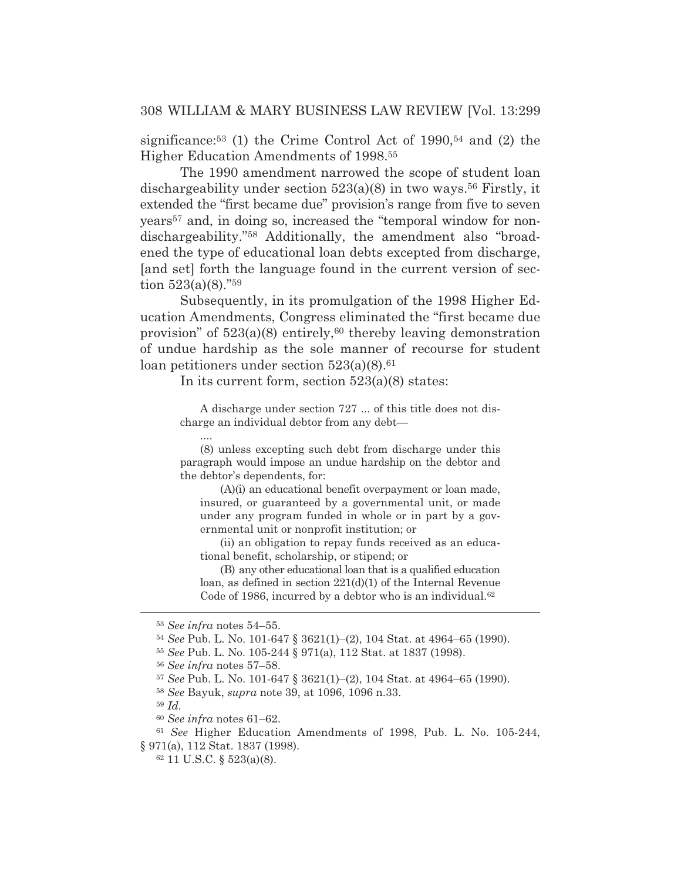significance:[53] (1) the Crime Control Act of 1990,[54] and (2) the Higher Education Amendments of 1998.[55]

The 1990 amendment narrowed the scope of student loan dischargeability under section 523(a)(8) in two ways.[56] Firstly, it extended the "first became due" provision's range from five to seven years[57] and, in doing so, increased the "temporal window for non-dischargeability."[58] Additionally, the amendment also "broadened the type of educational loan debts excepted from discharge, [and set] forth the language found in the current version of section 523(a)(8)."[59]

Subsequently, in its promulgation of the 1998 Higher Education Amendments, Congress eliminated the "first became due provision" of 523(a)(8) entirely,[60] thereby leaving demonstration of undue hardship as the sole manner of recourse for student loan petitioners under section 523(a)(8).[61]

In its current form, section 523(a)(8) states:

> A discharge under section 727 ... of this title does not discharge an individual debtor from any debt—
>
> ....
>
> (8) unless excepting such debt from discharge under this paragraph would impose an undue hardship on the debtor and the debtor's dependents, for:
>
> (A)(i) an educational benefit overpayment or loan made, insured, or guaranteed by a governmental unit, or made under any program funded in whole or in part by a governmental unit or nonprofit institution; or
>
> (ii) an obligation to repay funds received as an educational benefit, scholarship, or stipend; or
>
> (B) any other educational loan that is a qualified education loan, as defined in section 221(d)(1) of the Internal Revenue Code of 1986, incurred by a debtor who is an individual.[62]

---

[53] *See infra* notes 54–55.

[54] *See* Pub. L. No. 101-647 § 3621(1)–(2), 104 Stat. at 4964–65 (1990).

[55] *See* Pub. L. No. 105-244 § 971(a), 112 Stat. at 1837 (1998).

[56] *See infra* notes 57–58.

[57] *See* Pub. L. No. 101-647 § 3621(1)–(2), 104 Stat. at 4964–65 (1990).

[58] *See* Bayuk, *supra* note 39, at 1096, 1096 n.33.

[59] *Id.*

[60] *See infra* notes 61–62.

[61] *See* Higher Education Amendments of 1998, Pub. L. No. 105-244, § 971(a), 112 Stat. 1837 (1998).

[62] 11 U.S.C. § 523(a)(8).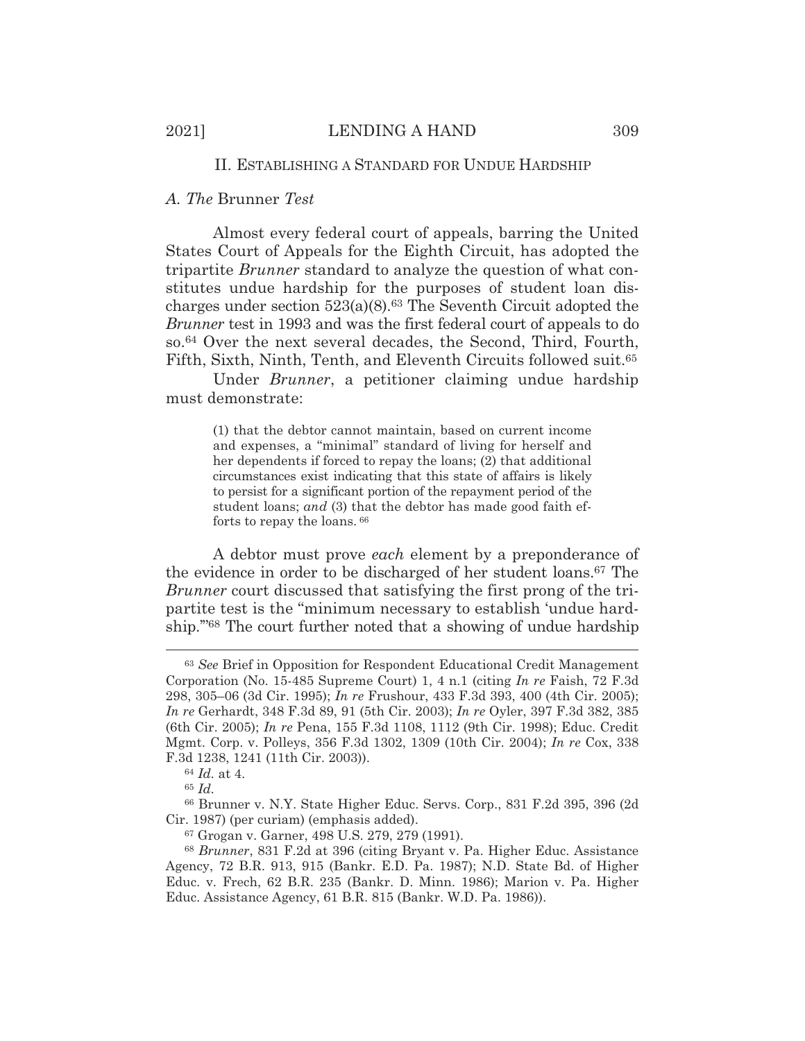## II. ESTABLISHING A STANDARD FOR UNDUE HARDSHIP

### *A. The* Brunner *Test*

Almost every federal court of appeals, barring the United States Court of Appeals for the Eighth Circuit, has adopted the tripartite *Brunner* standard to analyze the question of what constitutes undue hardship for the purposes of student loan discharges under section 523(a)(8).[63] The Seventh Circuit adopted the *Brunner* test in 1993 and was the first federal court of appeals to do so.[64] Over the next several decades, the Second, Third, Fourth, Fifth, Sixth, Ninth, Tenth, and Eleventh Circuits followed suit.[65]

Under *Brunner*, a petitioner claiming undue hardship must demonstrate:

> (1) that the debtor cannot maintain, based on current income and expenses, a "minimal" standard of living for herself and her dependents if forced to repay the loans; (2) that additional circumstances exist indicating that this state of affairs is likely to persist for a significant portion of the repayment period of the student loans; *and* (3) that the debtor has made good faith efforts to repay the loans.[66]

A debtor must prove *each* element by a preponderance of the evidence in order to be discharged of her student loans.[67] The *Brunner* court discussed that satisfying the first prong of the tripartite test is the "minimum necessary to establish 'undue hardship.'"[68] The court further noted that a showing of undue hardship

---

[63] *See* Brief in Opposition for Respondent Educational Credit Management Corporation (No. 15-485 Supreme Court) 1, 4 n.1 (citing *In re* Faish, 72 F.3d 298, 305–06 (3d Cir. 1995); *In re* Frushour, 433 F.3d 393, 400 (4th Cir. 2005); *In re* Gerhardt, 348 F.3d 89, 91 (5th Cir. 2003); *In re* Oyler, 397 F.3d 382, 385 (6th Cir. 2005); *In re* Pena, 155 F.3d 1108, 1112 (9th Cir. 1998); Educ. Credit Mgmt. Corp. v. Polleys, 356 F.3d 1302, 1309 (10th Cir. 2004); *In re* Cox, 338 F.3d 1238, 1241 (11th Cir. 2003)).

[64] *Id.* at 4.

[65] *Id.*

[66] Brunner v. N.Y. State Higher Educ. Servs. Corp., 831 F.2d 395, 396 (2d Cir. 1987) (per curiam) (emphasis added).

[67] Grogan v. Garner, 498 U.S. 279, 279 (1991).

[68] *Brunner*, 831 F.2d at 396 (citing Bryant v. Pa. Higher Educ. Assistance Agency, 72 B.R. 913, 915 (Bankr. E.D. Pa. 1987); N.D. State Bd. of Higher Educ. v. Frech, 62 B.R. 235 (Bankr. D. Minn. 1986); Marion v. Pa. Higher Educ. Assistance Agency, 61 B.R. 815 (Bankr. W.D. Pa. 1986)).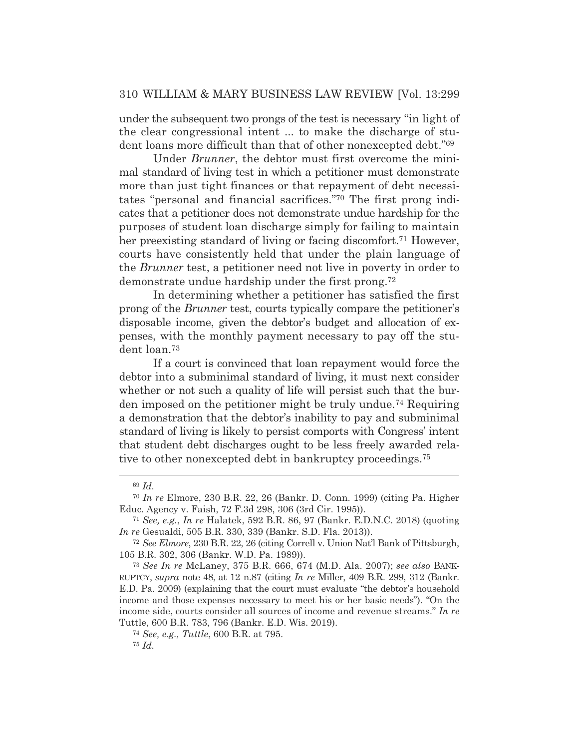under the subsequent two prongs of the test is necessary "in light of the clear congressional intent ... to make the discharge of student loans more difficult than that of other nonexcepted debt."[69]

Under *Brunner*, the debtor must first overcome the minimal standard of living test in which a petitioner must demonstrate more than just tight finances or that repayment of debt necessitates "personal and financial sacrifices."[70] The first prong indicates that a petitioner does not demonstrate undue hardship for the purposes of student loan discharge simply for failing to maintain her preexisting standard of living or facing discomfort.[71] However, courts have consistently held that under the plain language of the *Brunner* test, a petitioner need not live in poverty in order to demonstrate undue hardship under the first prong.[72]

In determining whether a petitioner has satisfied the first prong of the *Brunner* test, courts typically compare the petitioner's disposable income, given the debtor's budget and allocation of expenses, with the monthly payment necessary to pay off the student loan.[73]

If a court is convinced that loan repayment would force the debtor into a subminimal standard of living, it must next consider whether or not such a quality of life will persist such that the burden imposed on the petitioner might be truly undue.[74] Requiring a demonstration that the debtor's inability to pay and subminimal standard of living is likely to persist comports with Congress' intent that student debt discharges ought to be less freely awarded relative to other nonexcepted debt in bankruptcy proceedings.[75]

---

[69] *Id.*

[70] *In re* Elmore, 230 B.R. 22, 26 (Bankr. D. Conn. 1999) (citing Pa. Higher Educ. Agency v. Faish, 72 F.3d 298, 306 (3rd Cir. 1995)).

[71] *See, e.g.*, *In re* Halatek, 592 B.R. 86, 97 (Bankr. E.D.N.C. 2018) (quoting *In re* Gesualdi, 505 B.R. 330, 339 (Bankr. S.D. Fla. 2013)).

[72] *See Elmore*, 230 B.R. 22, 26 (citing Correll v. Union Nat'l Bank of Pittsburgh, 105 B.R. 302, 306 (Bankr. W.D. Pa. 1989)).

[73] *See In re* McLaney, 375 B.R. 666, 674 (M.D. Ala. 2007); *see also* BANKRUPTCY, *supra* note 48, at 12 n.87 (citing *In re* Miller, 409 B.R. 299, 312 (Bankr. E.D. Pa. 2009) (explaining that the court must evaluate "the debtor's household income and those expenses necessary to meet his or her basic needs"). "On the income side, courts consider all sources of income and revenue streams." *In re* Tuttle, 600 B.R. 783, 796 (Bankr. E.D. Wis. 2019).

[74] *See, e.g., Tuttle*, 600 B.R. at 795.

[75] *Id.*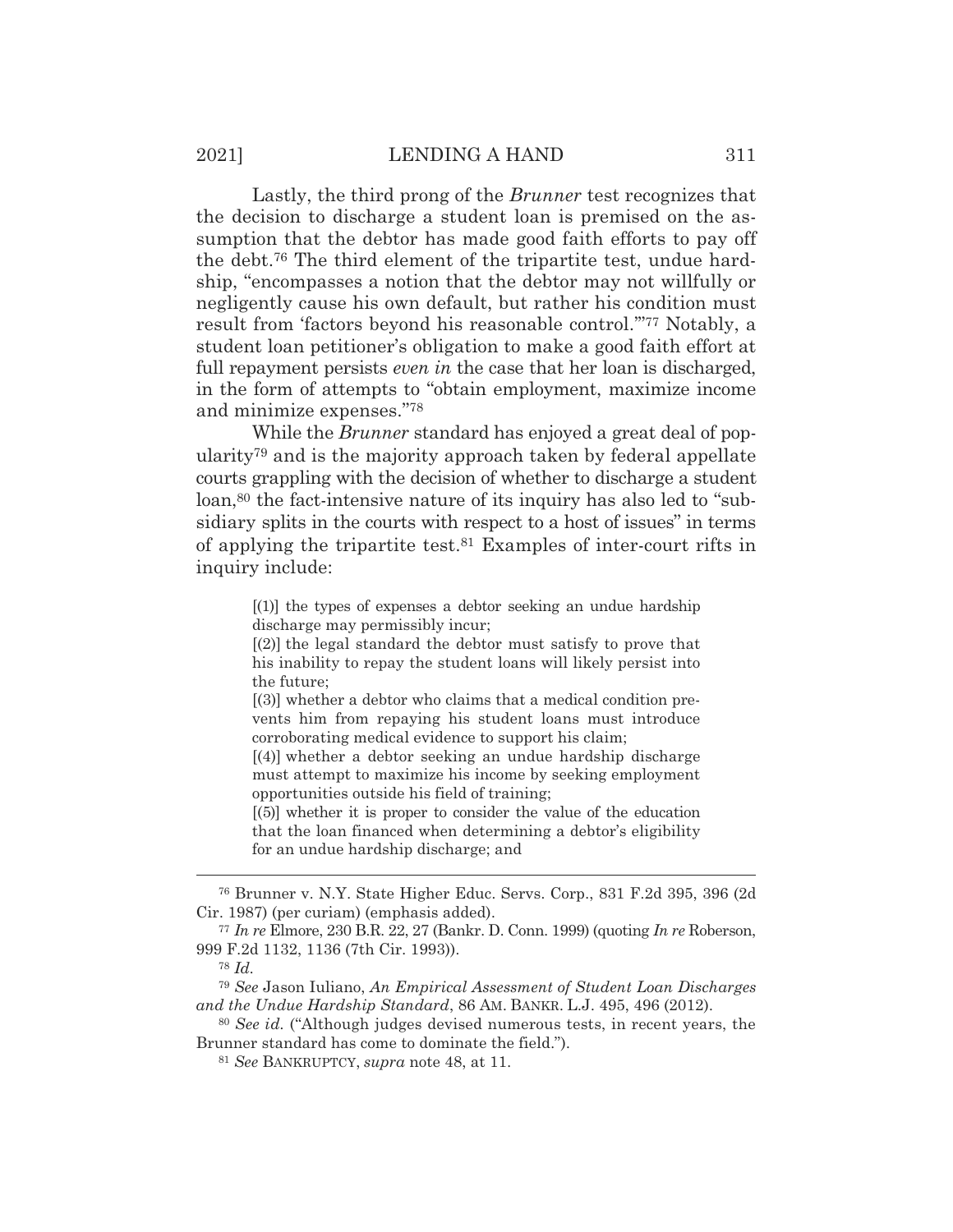Lastly, the third prong of the *Brunner* test recognizes that the decision to discharge a student loan is premised on the assumption that the debtor has made good faith efforts to pay off the debt.[76] The third element of the tripartite test, undue hardship, "encompasses a notion that the debtor may not willfully or negligently cause his own default, but rather his condition must result from 'factors beyond his reasonable control.'"[77] Notably, a student loan petitioner's obligation to make a good faith effort at full repayment persists *even in* the case that her loan is discharged, in the form of attempts to "obtain employment, maximize income and minimize expenses."[78]

While the *Brunner* standard has enjoyed a great deal of popularity[79] and is the majority approach taken by federal appellate courts grappling with the decision of whether to discharge a student loan,[80] the fact-intensive nature of its inquiry has also led to "subsidiary splits in the courts with respect to a host of issues" in terms of applying the tripartite test.[81] Examples of inter-court rifts in inquiry include:

> [(1)] the types of expenses a debtor seeking an undue hardship discharge may permissibly incur;
> [(2)] the legal standard the debtor must satisfy to prove that his inability to repay the student loans will likely persist into the future;
> [(3)] whether a debtor who claims that a medical condition prevents him from repaying his student loans must introduce corroborating medical evidence to support his claim;
> [(4)] whether a debtor seeking an undue hardship discharge must attempt to maximize his income by seeking employment opportunities outside his field of training;
> [(5)] whether it is proper to consider the value of the education that the loan financed when determining a debtor's eligibility for an undue hardship discharge; and

---

[76] Brunner v. N.Y. State Higher Educ. Servs. Corp., 831 F.2d 395, 396 (2d Cir. 1987) (per curiam) (emphasis added).

[77] *In re* Elmore, 230 B.R. 22, 27 (Bankr. D. Conn. 1999) (quoting *In re* Roberson, 999 F.2d 1132, 1136 (7th Cir. 1993)).

[78] *Id.*

[79] *See* Jason Iuliano, *An Empirical Assessment of Student Loan Discharges and the Undue Hardship Standard*, 86 AM. BANKR. L.J. 495, 496 (2012).

[80] *See id.* ("Although judges devised numerous tests, in recent years, the Brunner standard has come to dominate the field.").

[81] *See* BANKRUPTCY, *supra* note 48, at 11.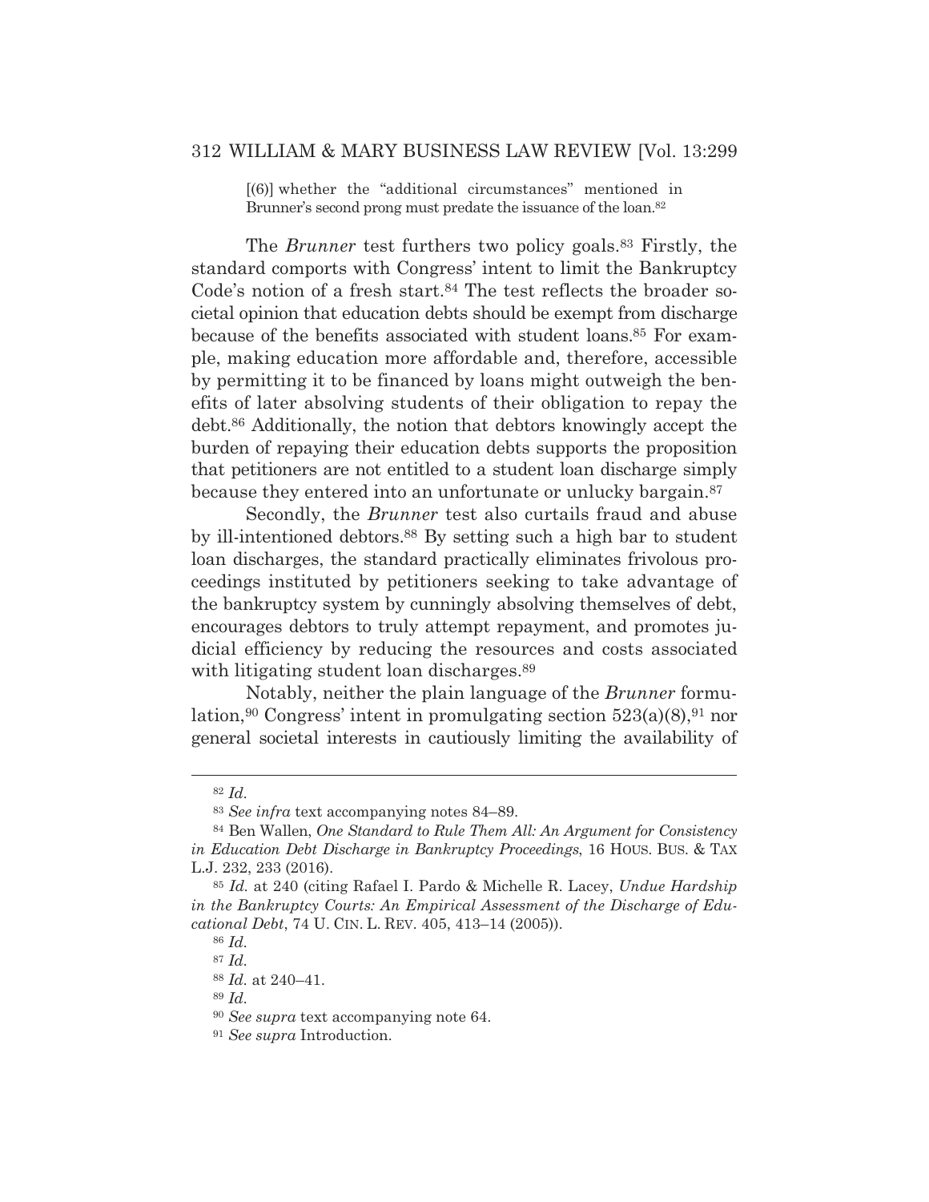[(6)] whether the "additional circumstances" mentioned in Brunner's second prong must predate the issuance of the loan.[82]

The *Brunner* test furthers two policy goals.[83] Firstly, the standard comports with Congress' intent to limit the Bankruptcy Code's notion of a fresh start.[84] The test reflects the broader societal opinion that education debts should be exempt from discharge because of the benefits associated with student loans.[85] For example, making education more affordable and, therefore, accessible by permitting it to be financed by loans might outweigh the benefits of later absolving students of their obligation to repay the debt.[86] Additionally, the notion that debtors knowingly accept the burden of repaying their education debts supports the proposition that petitioners are not entitled to a student loan discharge simply because they entered into an unfortunate or unlucky bargain.[87]

Secondly, the *Brunner* test also curtails fraud and abuse by ill-intentioned debtors.[88] By setting such a high bar to student loan discharges, the standard practically eliminates frivolous proceedings instituted by petitioners seeking to take advantage of the bankruptcy system by cunningly absolving themselves of debt, encourages debtors to truly attempt repayment, and promotes judicial efficiency by reducing the resources and costs associated with litigating student loan discharges.[89]

Notably, neither the plain language of the *Brunner* formulation,[90] Congress' intent in promulgating section 523(a)(8),[91] nor general societal interests in cautiously limiting the availability of

---

[82] *Id.*

[83] *See infra* text accompanying notes 84–89.

[84] Ben Wallen, *One Standard to Rule Them All: An Argument for Consistency in Education Debt Discharge in Bankruptcy Proceedings*, 16 HOUS. BUS. & TAX L.J. 232, 233 (2016).

[85] *Id.* at 240 (citing Rafael I. Pardo & Michelle R. Lacey, *Undue Hardship in the Bankruptcy Courts: An Empirical Assessment of the Discharge of Educational Debt*, 74 U. CIN. L. REV. 405, 413–14 (2005)).

[86] *Id.*

[87] *Id.*

[88] *Id.* at 240–41.

[89] *Id.*

[90] *See supra* text accompanying note 64.

[91] *See supra* Introduction.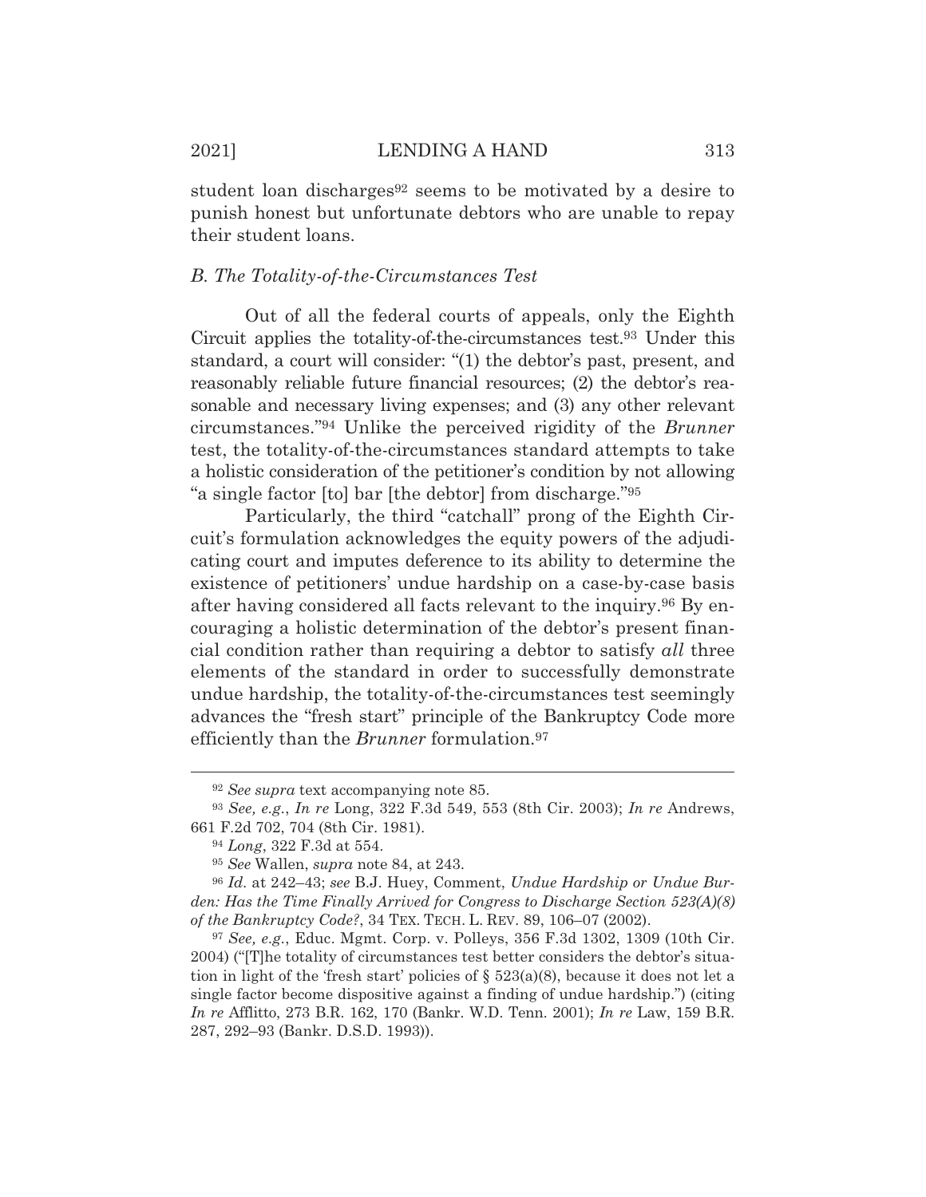student loan discharges[92] seems to be motivated by a desire to punish honest but unfortunate debtors who are unable to repay their student loans.

### *B. The Totality-of-the-Circumstances Test*

Out of all the federal courts of appeals, only the Eighth Circuit applies the totality-of-the-circumstances test.[93] Under this standard, a court will consider: "(1) the debtor's past, present, and reasonably reliable future financial resources; (2) the debtor's reasonable and necessary living expenses; and (3) any other relevant circumstances."[94] Unlike the perceived rigidity of the *Brunner* test, the totality-of-the-circumstances standard attempts to take a holistic consideration of the petitioner's condition by not allowing "a single factor [to] bar [the debtor] from discharge."[95]

Particularly, the third "catchall" prong of the Eighth Circuit's formulation acknowledges the equity powers of the adjudicating court and imputes deference to its ability to determine the existence of petitioners' undue hardship on a case-by-case basis after having considered all facts relevant to the inquiry.[96] By encouraging a holistic determination of the debtor's present financial condition rather than requiring a debtor to satisfy *all* three elements of the standard in order to successfully demonstrate undue hardship, the totality-of-the-circumstances test seemingly advances the "fresh start" principle of the Bankruptcy Code more efficiently than the *Brunner* formulation.[97]

---

[92] *See supra* text accompanying note 85.

[93] *See, e.g.*, *In re* Long, 322 F.3d 549, 553 (8th Cir. 2003); *In re* Andrews, 661 F.2d 702, 704 (8th Cir. 1981).

[94] *Long*, 322 F.3d at 554.

[95] *See* Wallen, *supra* note 84, at 243.

[96] *Id.* at 242–43; *see* B.J. Huey, Comment, *Undue Hardship or Undue Burden: Has the Time Finally Arrived for Congress to Discharge Section 523(A)(8) of the Bankruptcy Code?*, 34 TEX. TECH. L. REV. 89, 106–07 (2002).

[97] *See, e.g.*, Educ. Mgmt. Corp. v. Polleys, 356 F.3d 1302, 1309 (10th Cir. 2004) ("[T]he totality of circumstances test better considers the debtor's situation in light of the 'fresh start' policies of § 523(a)(8), because it does not let a single factor become dispositive against a finding of undue hardship.") (citing *In re* Afflitto, 273 B.R. 162, 170 (Bankr. W.D. Tenn. 2001); *In re* Law, 159 B.R. 287, 292–93 (Bankr. D.S.D. 1993)).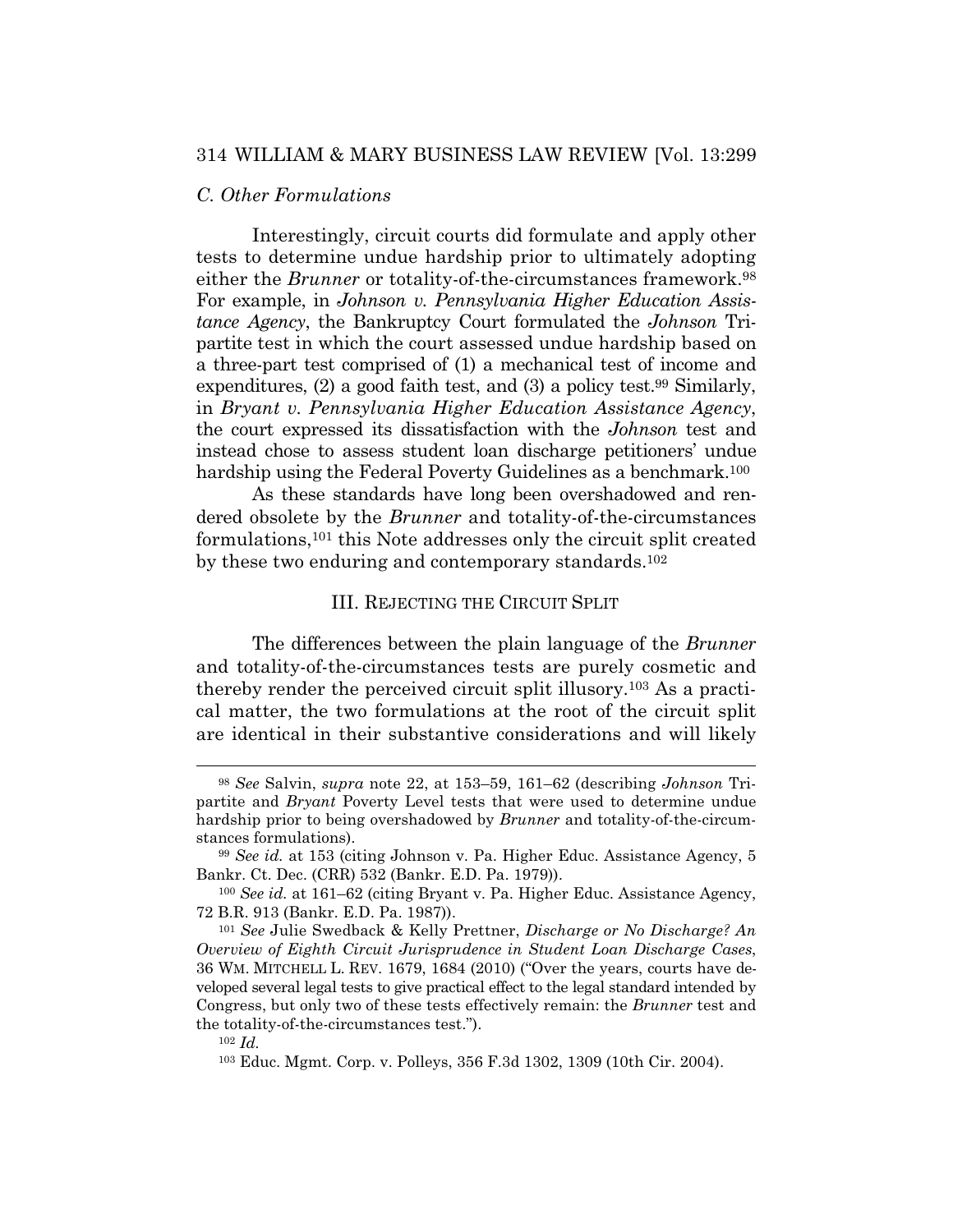### C. Other Formulations

Interestingly, circuit courts did formulate and apply other tests to determine undue hardship prior to ultimately adopting either the *Brunner* or totality-of-the-circumstances framework.[98] For example, in *Johnson v. Pennsylvania Higher Education Assistance Agency*, the Bankruptcy Court formulated the *Johnson* Tripartite test in which the court assessed undue hardship based on a three-part test comprised of (1) a mechanical test of income and expenditures, (2) a good faith test, and (3) a policy test.[99] Similarly, in *Bryant v. Pennsylvania Higher Education Assistance Agency*, the court expressed its dissatisfaction with the *Johnson* test and instead chose to assess student loan discharge petitioners' undue hardship using the Federal Poverty Guidelines as a benchmark.[100]

As these standards have long been overshadowed and rendered obsolete by the *Brunner* and totality-of-the-circumstances formulations,[101] this Note addresses only the circuit split created by these two enduring and contemporary standards.[102]

## III. REJECTING THE CIRCUIT SPLIT

The differences between the plain language of the *Brunner* and totality-of-the-circumstances tests are purely cosmetic and thereby render the perceived circuit split illusory.[103] As a practical matter, the two formulations at the root of the circuit split are identical in their substantive considerations and will likely

---

[98] *See* Salvin, *supra* note 22, at 153–59, 161–62 (describing *Johnson* Tripartite and *Bryant* Poverty Level tests that were used to determine undue hardship prior to being overshadowed by *Brunner* and totality-of-the-circumstances formulations).

[99] *See id.* at 153 (citing Johnson v. Pa. Higher Educ. Assistance Agency, 5 Bankr. Ct. Dec. (CRR) 532 (Bankr. E.D. Pa. 1979)).

[100] *See id.* at 161–62 (citing Bryant v. Pa. Higher Educ. Assistance Agency, 72 B.R. 913 (Bankr. E.D. Pa. 1987)).

[101] *See* Julie Swedback & Kelly Prettner, *Discharge or No Discharge? An Overview of Eighth Circuit Jurisprudence in Student Loan Discharge Cases*, 36 WM. MITCHELL L. REV. 1679, 1684 (2010) ("Over the years, courts have developed several legal tests to give practical effect to the legal standard intended by Congress, but only two of these tests effectively remain: the *Brunner* test and the totality-of-the-circumstances test.").

[102] *Id.*

[103] Educ. Mgmt. Corp. v. Polleys, 356 F.3d 1302, 1309 (10th Cir. 2004).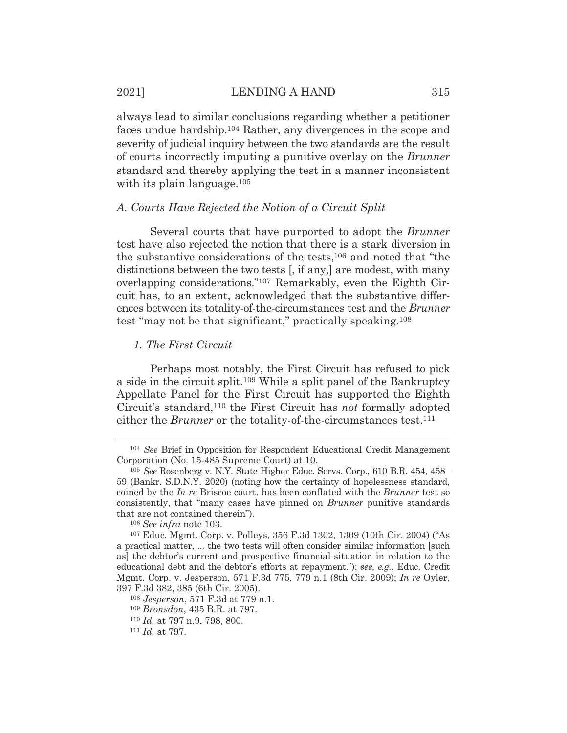always lead to similar conclusions regarding whether a petitioner faces undue hardship.[104] Rather, any divergences in the scope and severity of judicial inquiry between the two standards are the result of courts incorrectly imputing a punitive overlay on the *Brunner* standard and thereby applying the test in a manner inconsistent with its plain language.[105]

### *A. Courts Have Rejected the Notion of a Circuit Split*

Several courts that have purported to adopt the *Brunner* test have also rejected the notion that there is a stark diversion in the substantive considerations of the tests,[106] and noted that "the distinctions between the two tests [, if any,] are modest, with many overlapping considerations."[107] Remarkably, even the Eighth Circuit has, to an extent, acknowledged that the substantive differences between its totality-of-the-circumstances test and the *Brunner* test "may not be that significant," practically speaking.[108]

#### *1. The First Circuit*

Perhaps most notably, the First Circuit has refused to pick a side in the circuit split.[109] While a split panel of the Bankruptcy Appellate Panel for the First Circuit has supported the Eighth Circuit's standard,[110] the First Circuit has *not* formally adopted either the *Brunner* or the totality-of-the-circumstances test.[111]

---

[104] *See* Brief in Opposition for Respondent Educational Credit Management Corporation (No. 15-485 Supreme Court) at 10.

[105] *See* Rosenberg v. N.Y. State Higher Educ. Servs. Corp., 610 B.R. 454, 458–59 (Bankr. S.D.N.Y. 2020) (noting how the certainty of hopelessness standard, coined by the *In re* Briscoe court, has been conflated with the *Brunner* test so consistently, that "many cases have pinned on *Brunner* punitive standards that are not contained therein").

[106] *See infra* note 103.

[107] Educ. Mgmt. Corp. v. Polleys, 356 F.3d 1302, 1309 (10th Cir. 2004) ("As a practical matter, ... the two tests will often consider similar information [such as] the debtor's current and prospective financial situation in relation to the educational debt and the debtor's efforts at repayment."); *see, e.g.*, Educ. Credit Mgmt. Corp. v. Jesperson, 571 F.3d 775, 779 n.1 (8th Cir. 2009); *In re* Oyler, 397 F.3d 382, 385 (6th Cir. 2005).

[108] *Jesperson*, 571 F.3d at 779 n.1.

[109] *Bronsdon*, 435 B.R. at 797.

[110] *Id.* at 797 n.9, 798, 800.

[111] *Id.* at 797.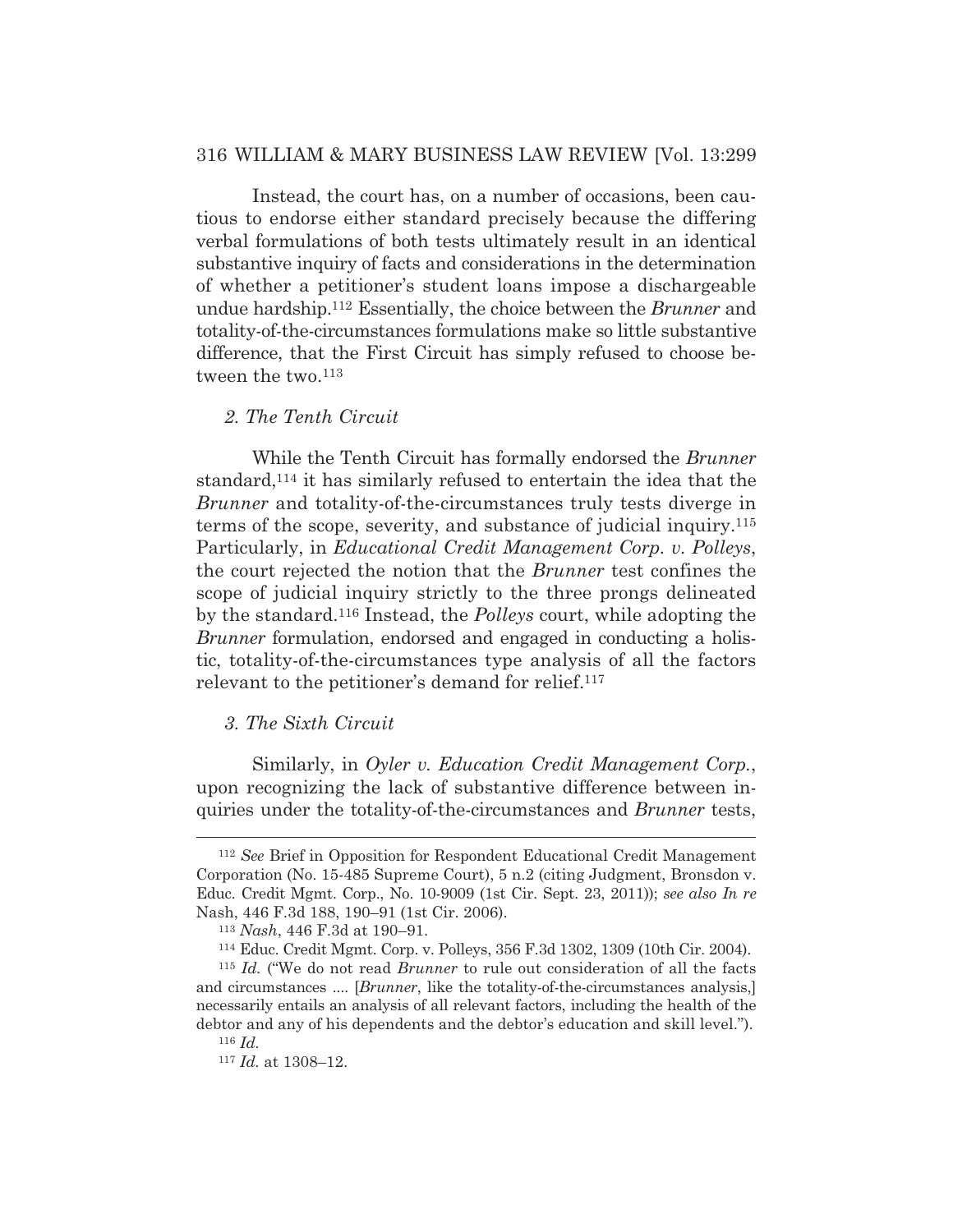Instead, the court has, on a number of occasions, been cautious to endorse either standard precisely because the differing verbal formulations of both tests ultimately result in an identical substantive inquiry of facts and considerations in the determination of whether a petitioner's student loans impose a dischargeable undue hardship.[112] Essentially, the choice between the *Brunner* and totality-of-the-circumstances formulations make so little substantive difference, that the First Circuit has simply refused to choose between the two.[113]

### *2. The Tenth Circuit*

While the Tenth Circuit has formally endorsed the *Brunner* standard,[114] it has similarly refused to entertain the idea that the *Brunner* and totality-of-the-circumstances truly tests diverge in terms of the scope, severity, and substance of judicial inquiry.[115] Particularly, in *Educational Credit Management Corp. v. Polleys*, the court rejected the notion that the *Brunner* test confines the scope of judicial inquiry strictly to the three prongs delineated by the standard.[116] Instead, the *Polleys* court, while adopting the *Brunner* formulation, endorsed and engaged in conducting a holistic, totality-of-the-circumstances type analysis of all the factors relevant to the petitioner's demand for relief.[117]

### *3. The Sixth Circuit*

Similarly, in *Oyler v. Education Credit Management Corp.*, upon recognizing the lack of substantive difference between inquiries under the totality-of-the-circumstances and *Brunner* tests,

---

[112] *See* Brief in Opposition for Respondent Educational Credit Management Corporation (No. 15-485 Supreme Court), 5 n.2 (citing Judgment, Bronsdon v. Educ. Credit Mgmt. Corp., No. 10-9009 (1st Cir. Sept. 23, 2011)); *see also In re* Nash, 446 F.3d 188, 190–91 (1st Cir. 2006).

[113] *Nash*, 446 F.3d at 190–91.

[114] Educ. Credit Mgmt. Corp. v. Polleys, 356 F.3d 1302, 1309 (10th Cir. 2004).

[115] *Id.* ("We do not read *Brunner* to rule out consideration of all the facts and circumstances .... [*Brunner*, like the totality-of-the-circumstances analysis,] necessarily entails an analysis of all relevant factors, including the health of the debtor and any of his dependents and the debtor's education and skill level.").

[116] *Id.*

[117] *Id.* at 1308–12.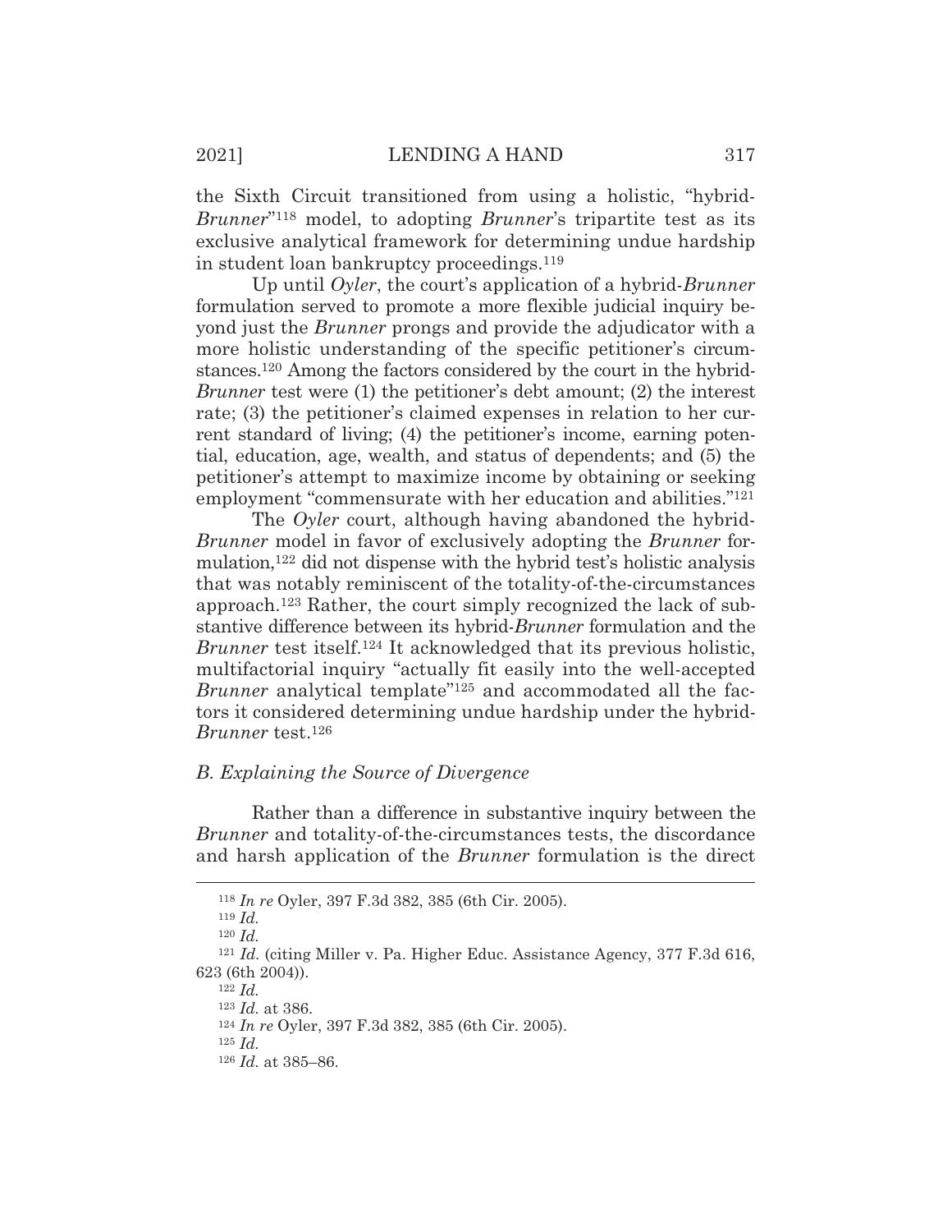the Sixth Circuit transitioned from using a holistic, "hybrid-*Brunner*"[118] model, to adopting *Brunner*'s tripartite test as its exclusive analytical framework for determining undue hardship in student loan bankruptcy proceedings.[119]

Up until *Oyler*, the court's application of a hybrid-*Brunner* formulation served to promote a more flexible judicial inquiry beyond just the *Brunner* prongs and provide the adjudicator with a more holistic understanding of the specific petitioner's circumstances.[120] Among the factors considered by the court in the hybrid-*Brunner* test were (1) the petitioner's debt amount; (2) the interest rate; (3) the petitioner's claimed expenses in relation to her current standard of living; (4) the petitioner's income, earning potential, education, age, wealth, and status of dependents; and (5) the petitioner's attempt to maximize income by obtaining or seeking employment "commensurate with her education and abilities."[121]

The *Oyler* court, although having abandoned the hybrid-*Brunner* model in favor of exclusively adopting the *Brunner* formulation,[122] did not dispense with the hybrid test's holistic analysis that was notably reminiscent of the totality-of-the-circumstances approach.[123] Rather, the court simply recognized the lack of substantive difference between its hybrid-*Brunner* formulation and the *Brunner* test itself.[124] It acknowledged that its previous holistic, multifactorial inquiry "actually fit easily into the well-accepted *Brunner* analytical template"[125] and accommodated all the factors it considered determining undue hardship under the hybrid-*Brunner* test.[126]

### *B. Explaining the Source of Divergence*

Rather than a difference in substantive inquiry between the *Brunner* and totality-of-the-circumstances tests, the discordance and harsh application of the *Brunner* formulation is the direct

---

[118] *In re* Oyler, 397 F.3d 382, 385 (6th Cir. 2005).

[119] *Id.*

[120] *Id.*

[121] *Id.* (citing Miller v. Pa. Higher Educ. Assistance Agency, 377 F.3d 616, 623 (6th 2004)).

[122] *Id.*

[123] *Id.* at 386.

[124] *In re* Oyler, 397 F.3d 382, 385 (6th Cir. 2005).

[125] *Id.*

[126] *Id.* at 385–86.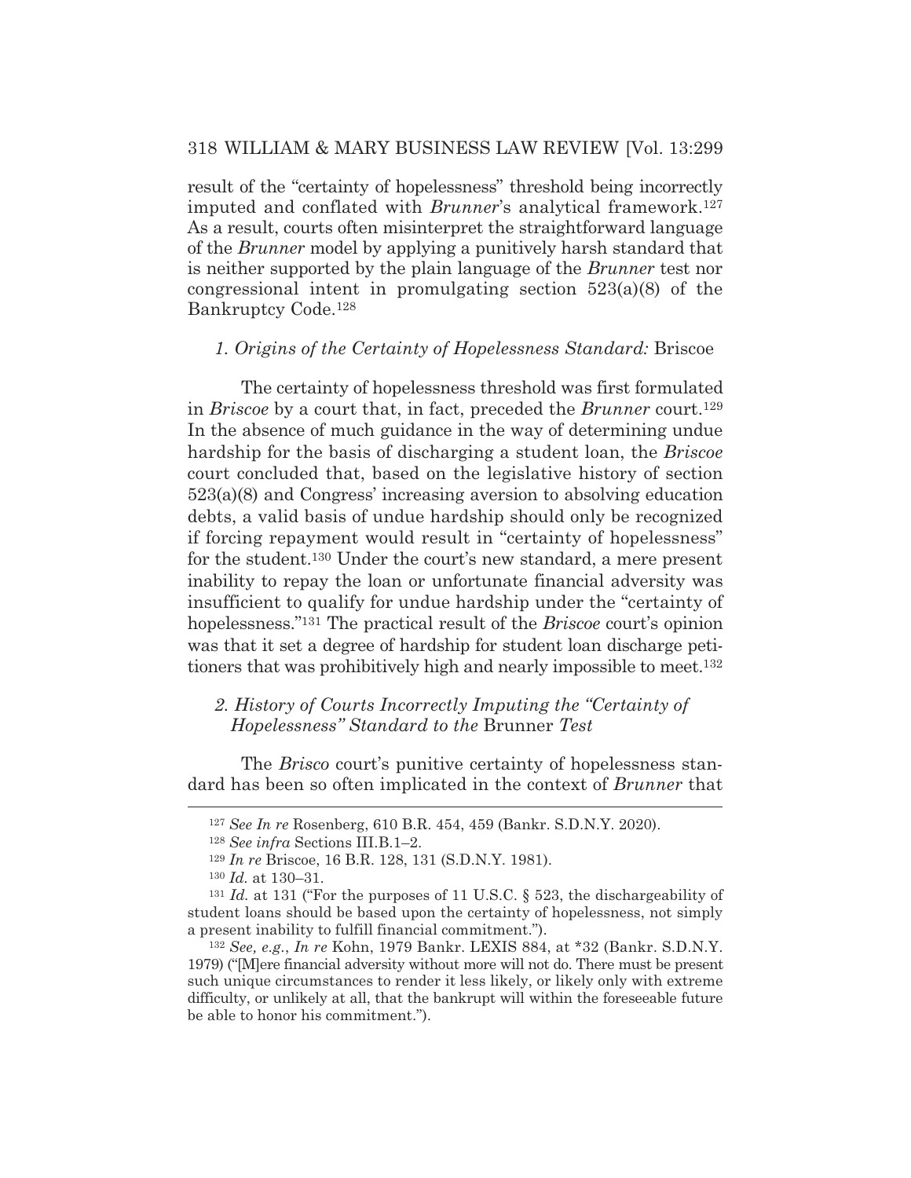result of the "certainty of hopelessness" threshold being incorrectly imputed and conflated with *Brunner*'s analytical framework.[127] As a result, courts often misinterpret the straightforward language of the *Brunner* model by applying a punitively harsh standard that is neither supported by the plain language of the *Brunner* test nor congressional intent in promulgating section 523(a)(8) of the Bankruptcy Code.[128]

### *1. Origins of the Certainty of Hopelessness Standard:* Briscoe

The certainty of hopelessness threshold was first formulated in *Briscoe* by a court that, in fact, preceded the *Brunner* court.[129] In the absence of much guidance in the way of determining undue hardship for the basis of discharging a student loan, the *Briscoe* court concluded that, based on the legislative history of section 523(a)(8) and Congress' increasing aversion to absolving education debts, a valid basis of undue hardship should only be recognized if forcing repayment would result in "certainty of hopelessness" for the student.[130] Under the court's new standard, a mere present inability to repay the loan or unfortunate financial adversity was insufficient to qualify for undue hardship under the "certainty of hopelessness."[131] The practical result of the *Briscoe* court's opinion was that it set a degree of hardship for student loan discharge petitioners that was prohibitively high and nearly impossible to meet.[132]

### *2. History of Courts Incorrectly Imputing the "Certainty of Hopelessness" Standard to the* Brunner *Test*

The *Brisco* court's punitive certainty of hopelessness standard has been so often implicated in the context of *Brunner* that

---

[127] *See In re* Rosenberg, 610 B.R. 454, 459 (Bankr. S.D.N.Y. 2020).

[128] *See infra* Sections III.B.1–2.

[129] *In re* Briscoe, 16 B.R. 128, 131 (S.D.N.Y. 1981).

[130] *Id.* at 130–31.

[131] *Id.* at 131 ("For the purposes of 11 U.S.C. § 523, the dischargeability of student loans should be based upon the certainty of hopelessness, not simply a present inability to fulfill financial commitment.").

[132] *See, e.g.*, *In re* Kohn, 1979 Bankr. LEXIS 884, at *32 (Bankr. S.D.N.Y. 1979) ("[M]ere financial adversity without more will not do. There must be present such unique circumstances to render it less likely, or likely only with extreme difficulty, or unlikely at all, that the bankrupt will within the foreseeable future be able to honor his commitment.").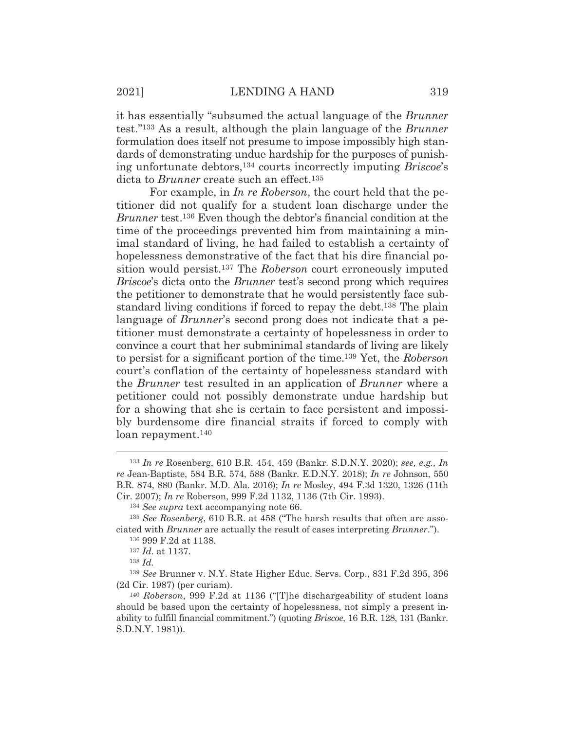it has essentially "subsumed the actual language of the *Brunner* test."[133] As a result, although the plain language of the *Brunner* formulation does itself not presume to impose impossibly high standards of demonstrating undue hardship for the purposes of punishing unfortunate debtors,[134] courts incorrectly imputing *Briscoe*'s dicta to *Brunner* create such an effect.[135]

For example, in *In re Roberson*, the court held that the petitioner did not qualify for a student loan discharge under the *Brunner* test.[136] Even though the debtor's financial condition at the time of the proceedings prevented him from maintaining a minimal standard of living, he had failed to establish a certainty of hopelessness demonstrative of the fact that his dire financial position would persist.[137] The *Roberson* court erroneously imputed *Briscoe*'s dicta onto the *Brunner* test's second prong which requires the petitioner to demonstrate that he would persistently face substandard living conditions if forced to repay the debt.[138] The plain language of *Brunner*'s second prong does not indicate that a petitioner must demonstrate a certainty of hopelessness in order to convince a court that her subminimal standards of living are likely to persist for a significant portion of the time.[139] Yet, the *Roberson* court's conflation of the certainty of hopelessness standard with the *Brunner* test resulted in an application of *Brunner* where a petitioner could not possibly demonstrate undue hardship but for a showing that she is certain to face persistent and impossibly burdensome dire financial straits if forced to comply with loan repayment.[140]

---

[133] *In re* Rosenberg, 610 B.R. 454, 459 (Bankr. S.D.N.Y. 2020); *see, e.g., In re* Jean-Baptiste, 584 B.R. 574, 588 (Bankr. E.D.N.Y. 2018); *In re* Johnson, 550 B.R. 874, 880 (Bankr. M.D. Ala. 2016); *In re* Mosley, 494 F.3d 1320, 1326 (11th Cir. 2007); *In re* Roberson, 999 F.2d 1132, 1136 (7th Cir. 1993).

[134] *See supra* text accompanying note 66.

[135] *See Rosenberg*, 610 B.R. at 458 ("The harsh results that often are associated with *Brunner* are actually the result of cases interpreting *Brunner*.").

[136] 999 F.2d at 1138.

[137] *Id.* at 1137.

[138] *Id.*

[139] *See* Brunner v. N.Y. State Higher Educ. Servs. Corp., 831 F.2d 395, 396 (2d Cir. 1987) (per curiam).

[140] *Roberson*, 999 F.2d at 1136 ("[T]he dischargeability of student loans should be based upon the certainty of hopelessness, not simply a present inability to fulfill financial commitment.") (quoting *Briscoe*, 16 B.R. 128, 131 (Bankr. S.D.N.Y. 1981)).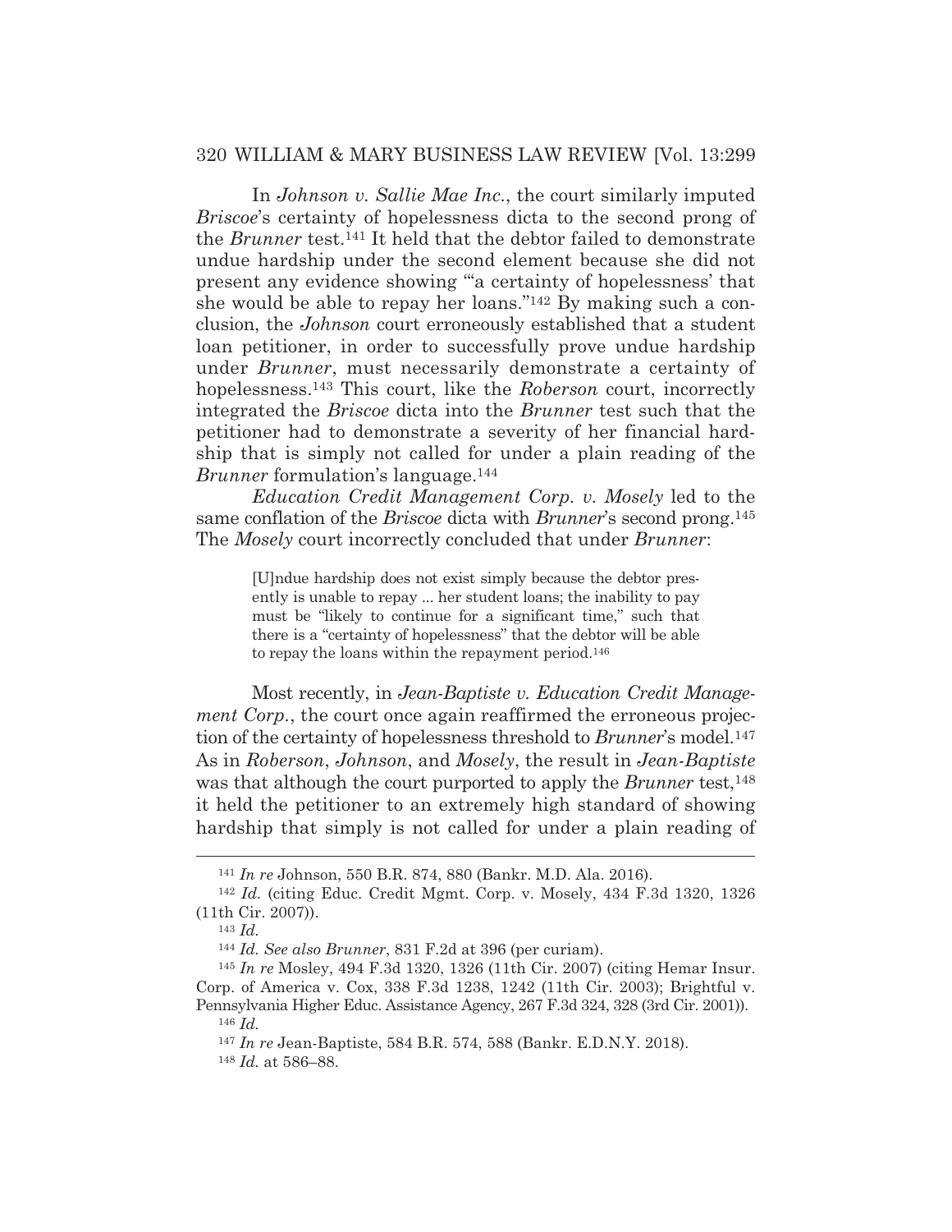In *Johnson v. Sallie Mae Inc.*, the court similarly imputed *Briscoe*'s certainty of hopelessness dicta to the second prong of the *Brunner* test.[141] It held that the debtor failed to demonstrate undue hardship under the second element because she did not present any evidence showing "'a certainty of hopelessness' that she would be able to repay her loans."[142] By making such a conclusion, the *Johnson* court erroneously established that a student loan petitioner, in order to successfully prove undue hardship under *Brunner*, must necessarily demonstrate a certainty of hopelessness.[143] This court, like the *Roberson* court, incorrectly integrated the *Briscoe* dicta into the *Brunner* test such that the petitioner had to demonstrate a severity of her financial hardship that is simply not called for under a plain reading of the *Brunner* formulation's language.[144]

*Education Credit Management Corp. v. Mosely* led to the same conflation of the *Briscoe* dicta with *Brunner*'s second prong.[145] The *Mosely* court incorrectly concluded that under *Brunner*:

> [U]ndue hardship does not exist simply because the debtor presently is unable to repay ... her student loans; the inability to pay must be "likely to continue for a significant time," such that there is a "certainty of hopelessness" that the debtor will be able to repay the loans within the repayment period.[146]

Most recently, in *Jean-Baptiste v. Education Credit Management Corp.*, the court once again reaffirmed the erroneous projection of the certainty of hopelessness threshold to *Brunner*'s model.[147] As in *Roberson*, *Johnson*, and *Mosely*, the result in *Jean-Baptiste* was that although the court purported to apply the *Brunner* test,[148] it held the petitioner to an extremely high standard of showing hardship that simply is not called for under a plain reading of

---

[141] *In re* Johnson, 550 B.R. 874, 880 (Bankr. M.D. Ala. 2016).

[142] *Id.* (citing Educ. Credit Mgmt. Corp. v. Mosely, 434 F.3d 1320, 1326 (11th Cir. 2007)).

[143] *Id.*

[144] *Id. See also Brunner*, 831 F.2d at 396 (per curiam).

[145] *In re* Mosley, 494 F.3d 1320, 1326 (11th Cir. 2007) (citing Hemar Insur. Corp. of America v. Cox, 338 F.3d 1238, 1242 (11th Cir. 2003); Brightful v. Pennsylvania Higher Educ. Assistance Agency, 267 F.3d 324, 328 (3rd Cir. 2001)).

[146] *Id.*

[147] *In re* Jean-Baptiste, 584 B.R. 574, 588 (Bankr. E.D.N.Y. 2018).

[148] *Id.* at 586–88.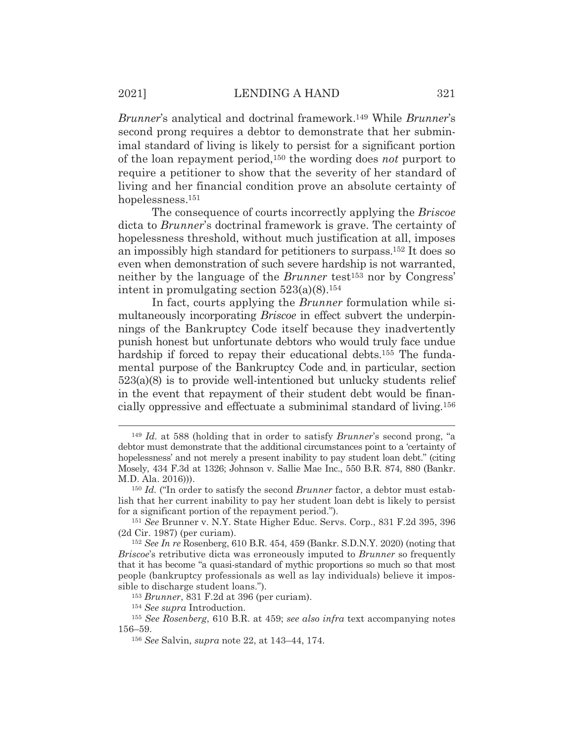*Brunner*'s analytical and doctrinal framework.[149] While *Brunner*'s second prong requires a debtor to demonstrate that her subminimal standard of living is likely to persist for a significant portion of the loan repayment period,[150] the wording does *not* purport to require a petitioner to show that the severity of her standard of living and her financial condition prove an absolute certainty of hopelessness.[151]

The consequence of courts incorrectly applying the *Briscoe* dicta to *Brunner*'s doctrinal framework is grave. The certainty of hopelessness threshold, without much justification at all, imposes an impossibly high standard for petitioners to surpass.[152] It does so even when demonstration of such severe hardship is not warranted, neither by the language of the *Brunner* test[153] nor by Congress' intent in promulgating section 523(a)(8).[154]

In fact, courts applying the *Brunner* formulation while simultaneously incorporating *Briscoe* in effect subvert the underpinnings of the Bankruptcy Code itself because they inadvertently punish honest but unfortunate debtors who would truly face undue hardship if forced to repay their educational debts.[155] The fundamental purpose of the Bankruptcy Code and, in particular, section 523(a)(8) is to provide well-intentioned but unlucky students relief in the event that repayment of their student debt would be financially oppressive and effectuate a subminimal standard of living.[156]

---

[149] *Id.* at 588 (holding that in order to satisfy *Brunner*'s second prong, "a debtor must demonstrate that the additional circumstances point to a 'certainty of hopelessness' and not merely a present inability to pay student loan debt." (citing Mosely, 434 F.3d at 1326; Johnson v. Sallie Mae Inc., 550 B.R. 874, 880 (Bankr. M.D. Ala. 2016))).

[150] *Id.* ("In order to satisfy the second *Brunner* factor, a debtor must establish that her current inability to pay her student loan debt is likely to persist for a significant portion of the repayment period.").

[151] *See* Brunner v. N.Y. State Higher Educ. Servs. Corp., 831 F.2d 395, 396 (2d Cir. 1987) (per curiam).

[152] *See In re* Rosenberg, 610 B.R. 454, 459 (Bankr. S.D.N.Y. 2020) (noting that *Briscoe*'s retributive dicta was erroneously imputed to *Brunner* so frequently that it has become "a quasi-standard of mythic proportions so much so that most people (bankruptcy professionals as well as lay individuals) believe it impossible to discharge student loans.").

[153] *Brunner*, 831 F.2d at 396 (per curiam).

[154] *See supra* Introduction.

[155] *See Rosenberg*, 610 B.R. at 459; *see also infra* text accompanying notes 156–59.

[156] *See* Salvin, *supra* note 22, at 143–44, 174.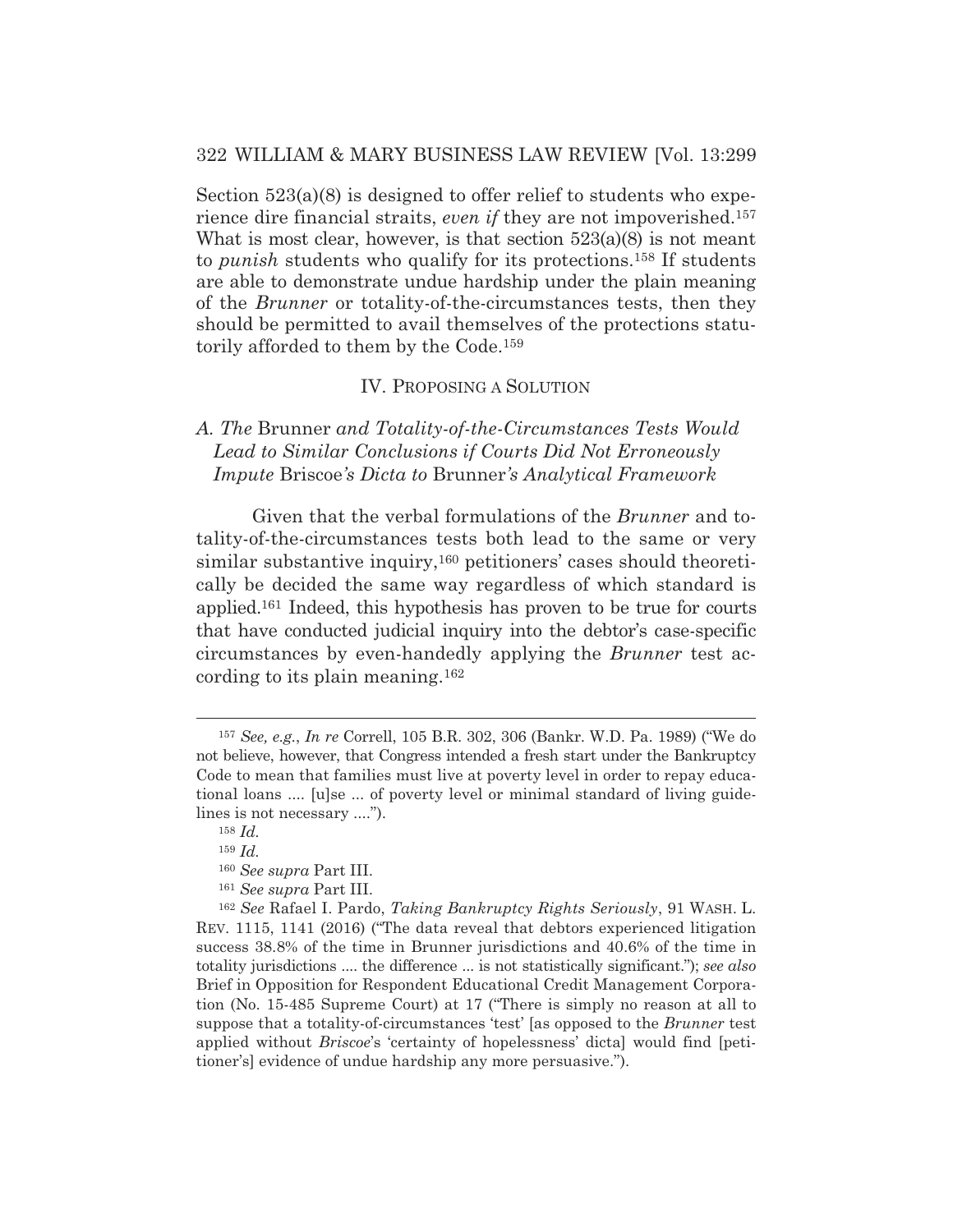Section 523(a)(8) is designed to offer relief to students who experience dire financial straits, *even if* they are not impoverished.[157] What is most clear, however, is that section 523(a)(8) is not meant to *punish* students who qualify for its protections.[158] If students are able to demonstrate undue hardship under the plain meaning of the *Brunner* or totality-of-the-circumstances tests, then they should be permitted to avail themselves of the protections statutorily afforded to them by the Code.[159]

## IV. Proposing a Solution

### *A. The* Brunner *and Totality-of-the-Circumstances Tests Would Lead to Similar Conclusions if Courts Did Not Erroneously Impute* Briscoe*'s Dicta to* Brunner*'s Analytical Framework*

Given that the verbal formulations of the *Brunner* and totality-of-the-circumstances tests both lead to the same or very similar substantive inquiry,[160] petitioners' cases should theoretically be decided the same way regardless of which standard is applied.[161] Indeed, this hypothesis has proven to be true for courts that have conducted judicial inquiry into the debtor's case-specific circumstances by even-handedly applying the *Brunner* test according to its plain meaning.[162]

---

[157] *See, e.g.*, *In re* Correll, 105 B.R. 302, 306 (Bankr. W.D. Pa. 1989) ("We do not believe, however, that Congress intended a fresh start under the Bankruptcy Code to mean that families must live at poverty level in order to repay educational loans .... [u]se ... of poverty level or minimal standard of living guidelines is not necessary ....").

[158] *Id.*

[159] *Id.*

[160] *See supra* Part III.

[161] *See supra* Part III.

[162] *See* Rafael I. Pardo, *Taking Bankruptcy Rights Seriously*, 91 Wash. L. Rev. 1115, 1141 (2016) ("The data reveal that debtors experienced litigation success 38.8% of the time in Brunner jurisdictions and 40.6% of the time in totality jurisdictions .... the difference ... is not statistically significant."); *see also* Brief in Opposition for Respondent Educational Credit Management Corporation (No. 15-485 Supreme Court) at 17 ("There is simply no reason at all to suppose that a totality-of-circumstances 'test' [as opposed to the *Brunner* test applied without *Briscoe*'s 'certainty of hopelessness' dicta] would find [petitioner's] evidence of undue hardship any more persuasive.").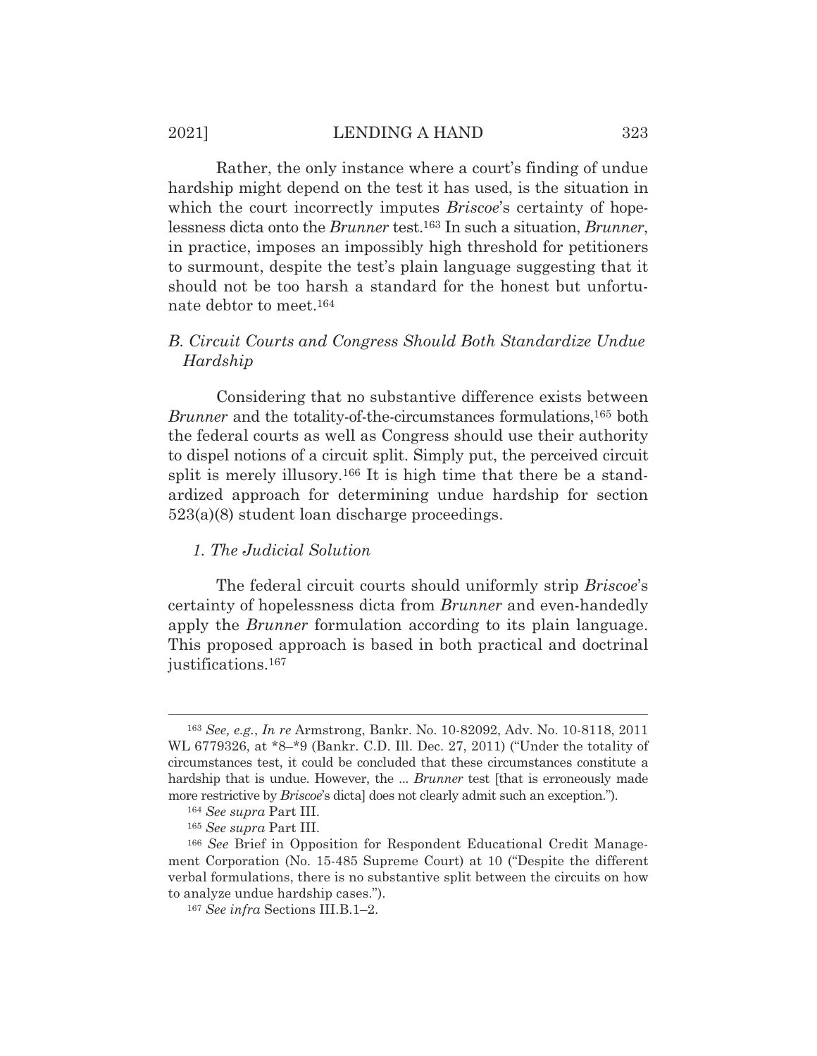Rather, the only instance where a court's finding of undue hardship might depend on the test it has used, is the situation in which the court incorrectly imputes *Briscoe*'s certainty of hopelessness dicta onto the *Brunner* test.[163] In such a situation, *Brunner*, in practice, imposes an impossibly high threshold for petitioners to surmount, despite the test's plain language suggesting that it should not be too harsh a standard for the honest but unfortunate debtor to meet.[164]

### *B. Circuit Courts and Congress Should Both Standardize Undue Hardship*

Considering that no substantive difference exists between *Brunner* and the totality-of-the-circumstances formulations,[165] both the federal courts as well as Congress should use their authority to dispel notions of a circuit split. Simply put, the perceived circuit split is merely illusory.[166] It is high time that there be a standardized approach for determining undue hardship for section 523(a)(8) student loan discharge proceedings.

#### *1. The Judicial Solution*

The federal circuit courts should uniformly strip *Briscoe*'s certainty of hopelessness dicta from *Brunner* and even-handedly apply the *Brunner* formulation according to its plain language. This proposed approach is based in both practical and doctrinal justifications.[167]

---

[163] *See, e.g.*, *In re* Armstrong, Bankr. No. 10-82092, Adv. No. 10-8118, 2011 WL 6779326, at *8–*9 (Bankr. C.D. Ill. Dec. 27, 2011) ("Under the totality of circumstances test, it could be concluded that these circumstances constitute a hardship that is undue. However, the ... *Brunner* test [that is erroneously made more restrictive by *Briscoe*'s dicta] does not clearly admit such an exception.").

[164] *See supra* Part III.

[165] *See supra* Part III.

[166] *See* Brief in Opposition for Respondent Educational Credit Management Corporation (No. 15-485 Supreme Court) at 10 ("Despite the different verbal formulations, there is no substantive split between the circuits on how to analyze undue hardship cases.").

[167] *See infra* Sections III.B.1–2.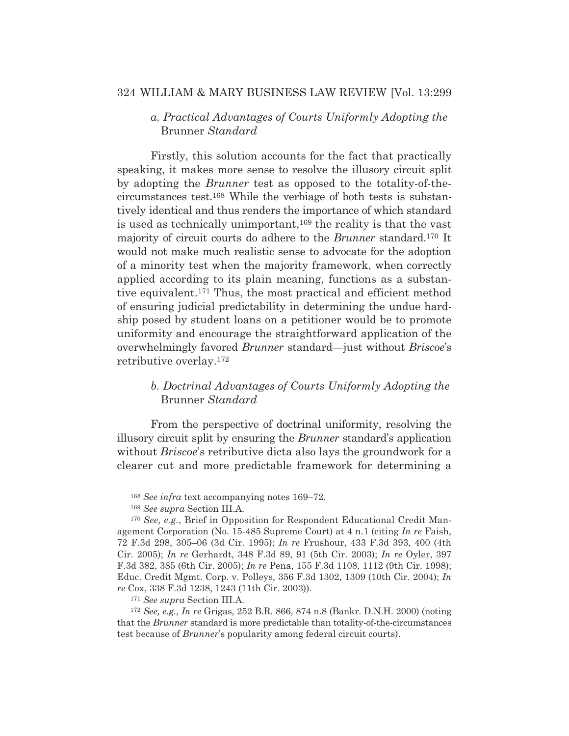### *a. Practical Advantages of Courts Uniformly Adopting the* Brunner *Standard*

Firstly, this solution accounts for the fact that practically speaking, it makes more sense to resolve the illusory circuit split by adopting the *Brunner* test as opposed to the totality-of-the-circumstances test.[168] While the verbiage of both tests is substantively identical and thus renders the importance of which standard is used as technically unimportant,[169] the reality is that the vast majority of circuit courts do adhere to the *Brunner* standard.[170] It would not make much realistic sense to advocate for the adoption of a minority test when the majority framework, when correctly applied according to its plain meaning, functions as a substantive equivalent.[171] Thus, the most practical and efficient method of ensuring judicial predictability in determining the undue hardship posed by student loans on a petitioner would be to promote uniformity and encourage the straightforward application of the overwhelmingly favored *Brunner* standard—just without *Briscoe*'s retributive overlay.[172]

### *b. Doctrinal Advantages of Courts Uniformly Adopting the* Brunner *Standard*

From the perspective of doctrinal uniformity, resolving the illusory circuit split by ensuring the *Brunner* standard's application without *Briscoe*'s retributive dicta also lays the groundwork for a clearer cut and more predictable framework for determining a

---

[168] *See infra* text accompanying notes 169–72.

[169] *See supra* Section III.A.

[170] *See, e.g.*, Brief in Opposition for Respondent Educational Credit Management Corporation (No. 15-485 Supreme Court) at 4 n.1 (citing *In re* Faish, 72 F.3d 298, 305–06 (3d Cir. 1995); *In re* Frushour, 433 F.3d 393, 400 (4th Cir. 2005); *In re* Gerhardt, 348 F.3d 89, 91 (5th Cir. 2003); *In re* Oyler, 397 F.3d 382, 385 (6th Cir. 2005); *In re* Pena, 155 F.3d 1108, 1112 (9th Cir. 1998); Educ. Credit Mgmt. Corp. v. Polleys, 356 F.3d 1302, 1309 (10th Cir. 2004); *In re* Cox, 338 F.3d 1238, 1243 (11th Cir. 2003)).

[171] *See supra* Section III.A.

[172] *See, e.g.*, *In re* Grigas, 252 B.R. 866, 874 n.8 (Bankr. D.N.H. 2000) (noting that the *Brunner* standard is more predictable than totality-of-the-circumstances test because of *Brunner*'s popularity among federal circuit courts).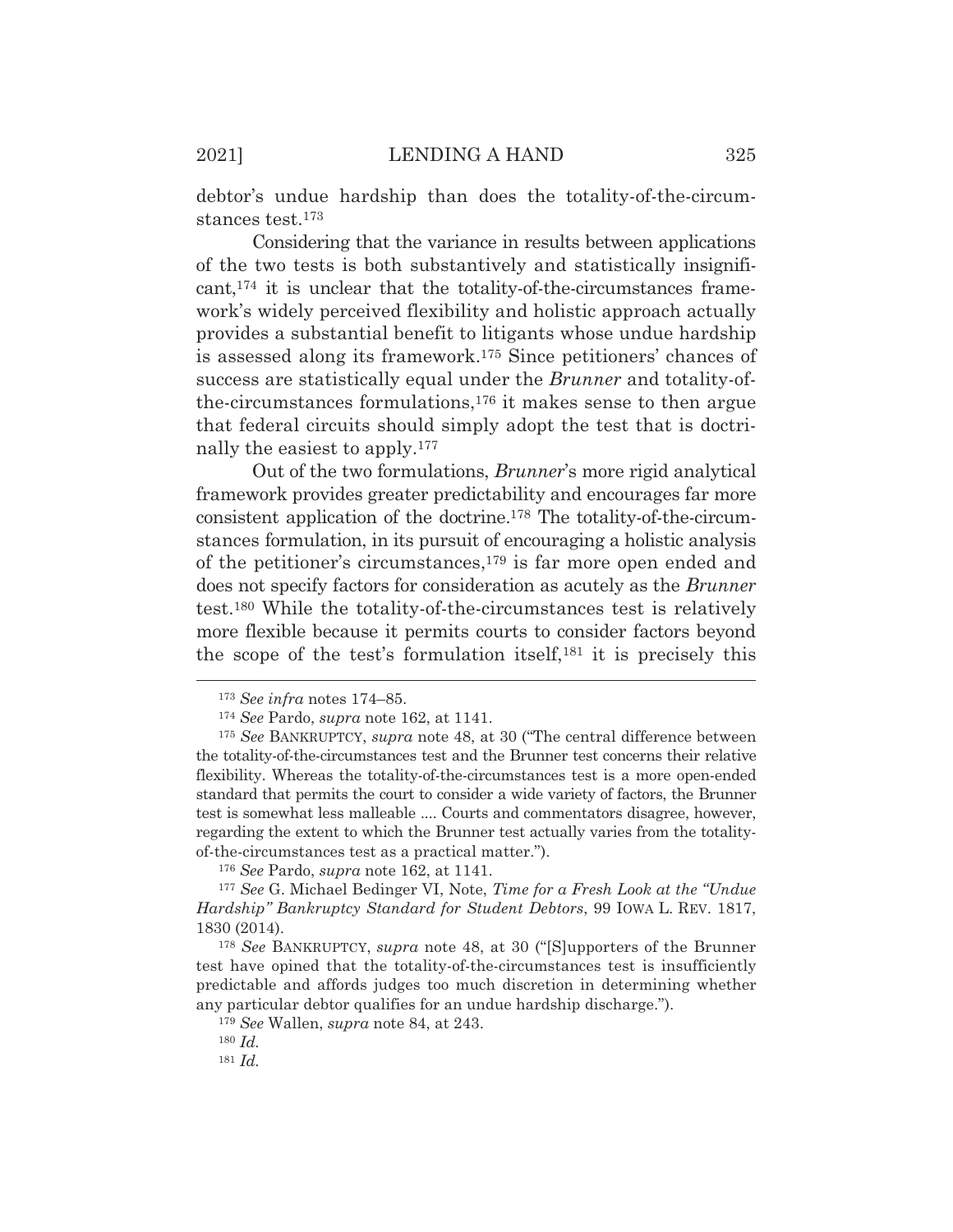debtor's undue hardship than does the totality-of-the-circumstances test.[173]

Considering that the variance in results between applications of the two tests is both substantively and statistically insignificant,[174] it is unclear that the totality-of-the-circumstances framework's widely perceived flexibility and holistic approach actually provides a substantial benefit to litigants whose undue hardship is assessed along its framework.[175] Since petitioners' chances of success are statistically equal under the *Brunner* and totality-of-the-circumstances formulations,[176] it makes sense to then argue that federal circuits should simply adopt the test that is doctrinally the easiest to apply.[177]

Out of the two formulations, *Brunner*'s more rigid analytical framework provides greater predictability and encourages far more consistent application of the doctrine.[178] The totality-of-the-circumstances formulation, in its pursuit of encouraging a holistic analysis of the petitioner's circumstances,[179] is far more open ended and does not specify factors for consideration as acutely as the *Brunner* test.[180] While the totality-of-the-circumstances test is relatively more flexible because it permits courts to consider factors beyond the scope of the test's formulation itself,[181] it is precisely this

---

[173] *See infra* notes 174–85.

[174] *See* Pardo, *supra* note 162, at 1141.

[175] *See* BANKRUPTCY, *supra* note 48, at 30 ("The central difference between the totality-of-the-circumstances test and the Brunner test concerns their relative flexibility. Whereas the totality-of-the-circumstances test is a more open-ended standard that permits the court to consider a wide variety of factors, the Brunner test is somewhat less malleable .... Courts and commentators disagree, however, regarding the extent to which the Brunner test actually varies from the totality-of-the-circumstances test as a practical matter.").

[176] *See* Pardo, *supra* note 162, at 1141.

[177] *See* G. Michael Bedinger VI, Note, *Time for a Fresh Look at the "Undue Hardship" Bankruptcy Standard for Student Debtors*, 99 IOWA L. REV. 1817, 1830 (2014).

[178] *See* BANKRUPTCY, *supra* note 48, at 30 ("[S]upporters of the Brunner test have opined that the totality-of-the-circumstances test is insufficiently predictable and affords judges too much discretion in determining whether any particular debtor qualifies for an undue hardship discharge.").

[179] *See* Wallen, *supra* note 84, at 243.

[180] *Id.*

[181] *Id.*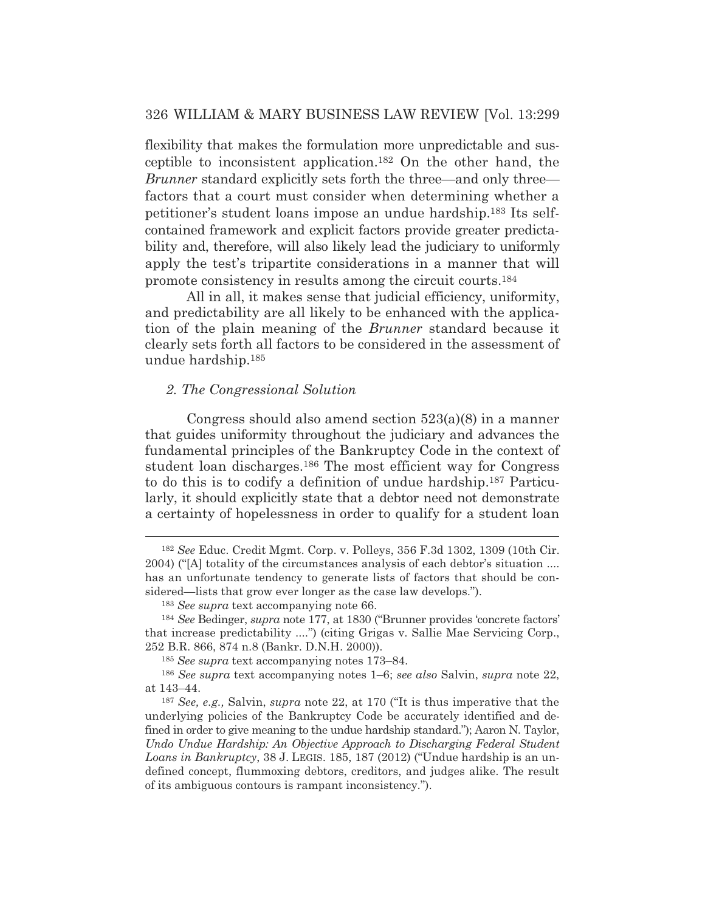flexibility that makes the formulation more unpredictable and susceptible to inconsistent application.[182] On the other hand, the *Brunner* standard explicitly sets forth the three—and only three—factors that a court must consider when determining whether a petitioner's student loans impose an undue hardship.[183] Its self-contained framework and explicit factors provide greater predictability and, therefore, will also likely lead the judiciary to uniformly apply the test's tripartite considerations in a manner that will promote consistency in results among the circuit courts.[184]

All in all, it makes sense that judicial efficiency, uniformity, and predictability are all likely to be enhanced with the application of the plain meaning of the *Brunner* standard because it clearly sets forth all factors to be considered in the assessment of undue hardship.[185]

### *2. The Congressional Solution*

Congress should also amend section 523(a)(8) in a manner that guides uniformity throughout the judiciary and advances the fundamental principles of the Bankruptcy Code in the context of student loan discharges.[186] The most efficient way for Congress to do this is to codify a definition of undue hardship.[187] Particularly, it should explicitly state that a debtor need not demonstrate a certainty of hopelessness in order to qualify for a student loan

---

[182] *See* Educ. Credit Mgmt. Corp. v. Polleys, 356 F.3d 1302, 1309 (10th Cir. 2004) ("[A] totality of the circumstances analysis of each debtor's situation .... has an unfortunate tendency to generate lists of factors that should be considered—lists that grow ever longer as the case law develops.").

[183] *See supra* text accompanying note 66.

[184] *See* Bedinger, *supra* note 177, at 1830 ("Brunner provides 'concrete factors' that increase predictability ....") (citing Grigas v. Sallie Mae Servicing Corp., 252 B.R. 866, 874 n.8 (Bankr. D.N.H. 2000)).

[185] *See supra* text accompanying notes 173–84.

[186] *See supra* text accompanying notes 1–6; *see also* Salvin, *supra* note 22, at 143–44.

[187] *See, e.g.,* Salvin, *supra* note 22, at 170 ("It is thus imperative that the underlying policies of the Bankruptcy Code be accurately identified and defined in order to give meaning to the undue hardship standard."); Aaron N. Taylor, *Undo Undue Hardship: An Objective Approach to Discharging Federal Student Loans in Bankruptcy*, 38 J. LEGIS. 185, 187 (2012) ("Undue hardship is an undefined concept, flummoxing debtors, creditors, and judges alike. The result of its ambiguous contours is rampant inconsistency.").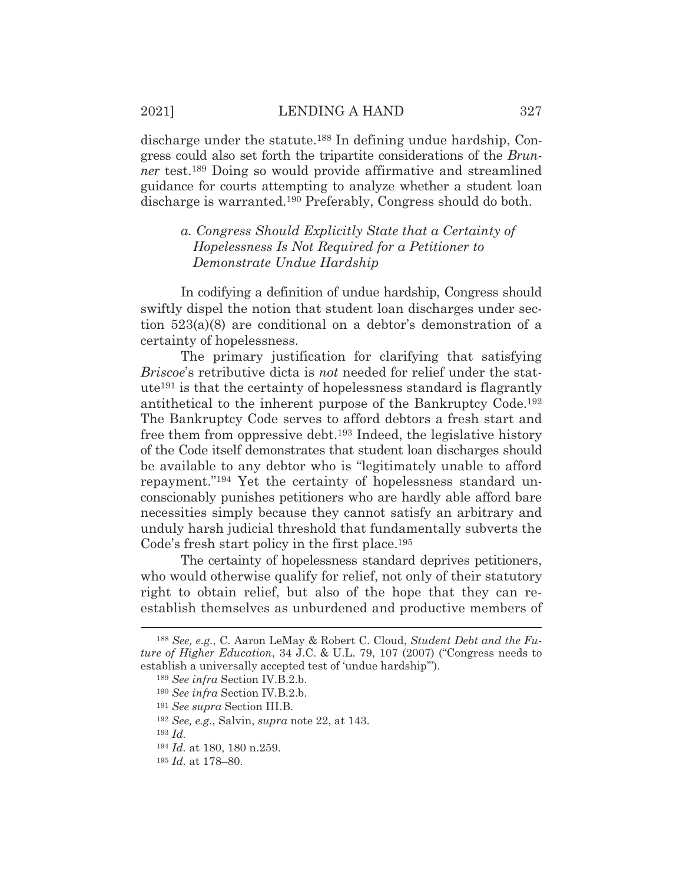discharge under the statute.[188] In defining undue hardship, Congress could also set forth the tripartite considerations of the *Brunner* test.[189] Doing so would provide affirmative and streamlined guidance for courts attempting to analyze whether a student loan discharge is warranted.[190] Preferably, Congress should do both.

#### *a. Congress Should Explicitly State that a Certainty of Hopelessness Is Not Required for a Petitioner to Demonstrate Undue Hardship*

In codifying a definition of undue hardship, Congress should swiftly dispel the notion that student loan discharges under section 523(a)(8) are conditional on a debtor's demonstration of a certainty of hopelessness.

The primary justification for clarifying that satisfying *Briscoe*'s retributive dicta is *not* needed for relief under the statute[191] is that the certainty of hopelessness standard is flagrantly antithetical to the inherent purpose of the Bankruptcy Code.[192] The Bankruptcy Code serves to afford debtors a fresh start and free them from oppressive debt.[193] Indeed, the legislative history of the Code itself demonstrates that student loan discharges should be available to any debtor who is "legitimately unable to afford repayment."[194] Yet the certainty of hopelessness standard unconscionably punishes petitioners who are hardly able afford bare necessities simply because they cannot satisfy an arbitrary and unduly harsh judicial threshold that fundamentally subverts the Code's fresh start policy in the first place.[195]

The certainty of hopelessness standard deprives petitioners, who would otherwise qualify for relief, not only of their statutory right to obtain relief, but also of the hope that they can reestablish themselves as unburdened and productive members of

---

[188] *See, e.g.*, C. Aaron LeMay & Robert C. Cloud, *Student Debt and the Future of Higher Education*, 34 J.C. & U.L. 79, 107 (2007) ("Congress needs to establish a universally accepted test of 'undue hardship'").

[189] *See infra* Section IV.B.2.b.

[190] *See infra* Section IV.B.2.b.

[191] *See supra* Section III.B.

[192] *See, e.g.*, Salvin, *supra* note 22, at 143.

[193] *Id.*

[194] *Id.* at 180, 180 n.259.

[195] *Id.* at 178–80.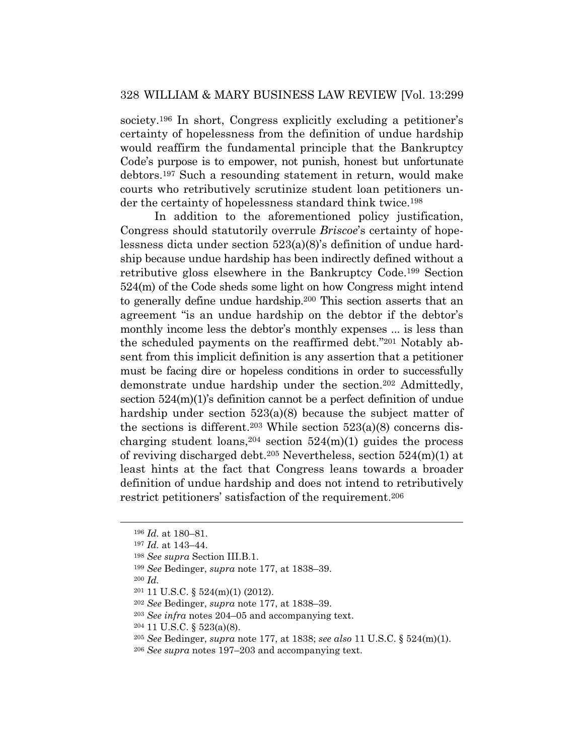society.[196] In short, Congress explicitly excluding a petitioner's certainty of hopelessness from the definition of undue hardship would reaffirm the fundamental principle that the Bankruptcy Code's purpose is to empower, not punish, honest but unfortunate debtors.[197] Such a resounding statement in return, would make courts who retributively scrutinize student loan petitioners under the certainty of hopelessness standard think twice.[198]

In addition to the aforementioned policy justification, Congress should statutorily overrule *Briscoe*'s certainty of hopelessness dicta under section 523(a)(8)'s definition of undue hardship because undue hardship has been indirectly defined without a retributive gloss elsewhere in the Bankruptcy Code.[199] Section 524(m) of the Code sheds some light on how Congress might intend to generally define undue hardship.[200] This section asserts that an agreement "is an undue hardship on the debtor if the debtor's monthly income less the debtor's monthly expenses ... is less than the scheduled payments on the reaffirmed debt."[201] Notably absent from this implicit definition is any assertion that a petitioner must be facing dire or hopeless conditions in order to successfully demonstrate undue hardship under the section.[202] Admittedly, section 524(m)(1)'s definition cannot be a perfect definition of undue hardship under section 523(a)(8) because the subject matter of the sections is different.[203] While section 523(a)(8) concerns discharging student loans,[204] section 524(m)(1) guides the process of reviving discharged debt.[205] Nevertheless, section 524(m)(1) at least hints at the fact that Congress leans towards a broader definition of undue hardship and does not intend to retributively restrict petitioners' satisfaction of the requirement.[206]

---

[196] *Id.* at 180–81.

[197] *Id.* at 143–44.

[198] *See supra* Section III.B.1.

[199] *See* Bedinger, *supra* note 177, at 1838–39.

[200] *Id.*

[201] 11 U.S.C. § 524(m)(1) (2012).

[202] *See* Bedinger, *supra* note 177, at 1838–39.

[203] *See infra* notes 204–05 and accompanying text.

[204] 11 U.S.C. § 523(a)(8).

[205] *See* Bedinger, *supra* note 177, at 1838; *see also* 11 U.S.C. § 524(m)(1).

[206] *See supra* notes 197–203 and accompanying text.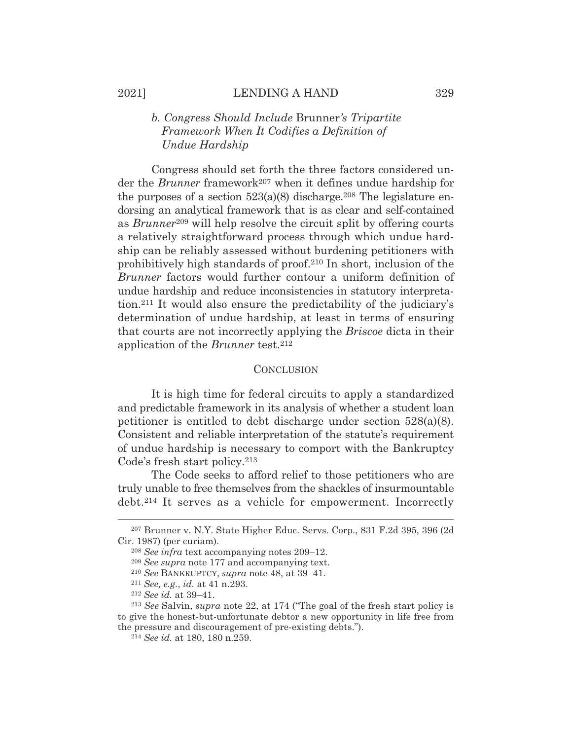### b. *Congress Should Include* Brunner*'s Tripartite Framework When It Codifies a Definition of Undue Hardship*

Congress should set forth the three factors considered under the *Brunner* framework[207] when it defines undue hardship for the purposes of a section 523(a)(8) discharge.[208] The legislature endorsing an analytical framework that is as clear and self-contained as *Brunner*[209] will help resolve the circuit split by offering courts a relatively straightforward process through which undue hardship can be reliably assessed without burdening petitioners with prohibitively high standards of proof.[210] In short, inclusion of the *Brunner* factors would further contour a uniform definition of undue hardship and reduce inconsistencies in statutory interpretation.[211] It would also ensure the predictability of the judiciary's determination of undue hardship, at least in terms of ensuring that courts are not incorrectly applying the *Briscoe* dicta in their application of the *Brunner* test.[212]

## CONCLUSION

It is high time for federal circuits to apply a standardized and predictable framework in its analysis of whether a student loan petitioner is entitled to debt discharge under section 528(a)(8). Consistent and reliable interpretation of the statute's requirement of undue hardship is necessary to comport with the Bankruptcy Code's fresh start policy.[213]

The Code seeks to afford relief to those petitioners who are truly unable to free themselves from the shackles of insurmountable debt.[214] It serves as a vehicle for empowerment. Incorrectly

---

[207] Brunner v. N.Y. State Higher Educ. Servs. Corp., 831 F.2d 395, 396 (2d Cir. 1987) (per curiam).

[208] *See infra* text accompanying notes 209–12.

[209] *See supra* note 177 and accompanying text.

[210] *See* BANKRUPTCY, *supra* note 48, at 39–41.

[211] *See, e.g.*, *id.* at 41 n.293.

[212] *See id.* at 39–41.

[213] *See* Salvin, *supra* note 22, at 174 ("The goal of the fresh start policy is to give the honest-but-unfortunate debtor a new opportunity in life free from the pressure and discouragement of pre-existing debts.").

[214] *See id.* at 180, 180 n.259.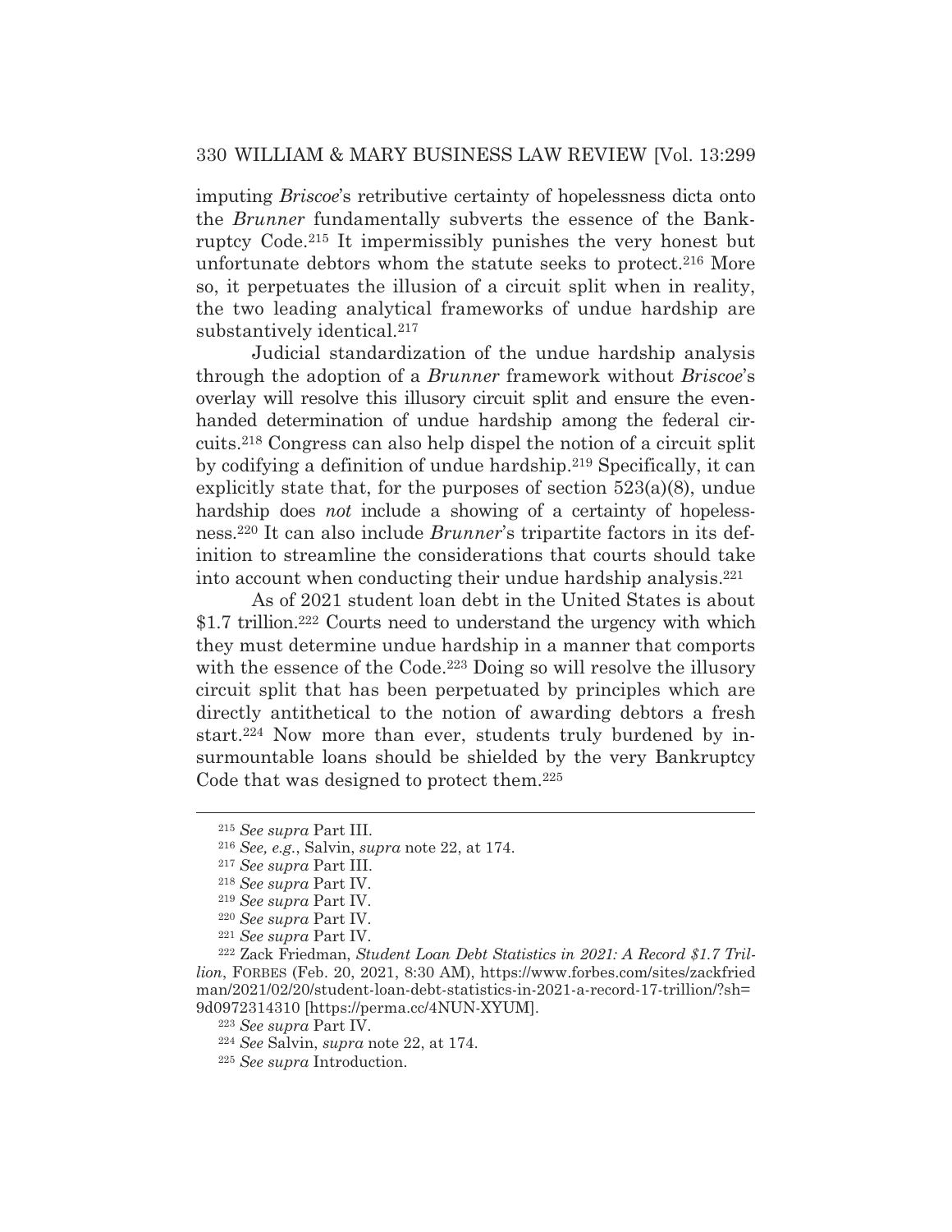imputing *Briscoe*'s retributive certainty of hopelessness dicta onto the *Brunner* fundamentally subverts the essence of the Bankruptcy Code.[215] It impermissibly punishes the very honest but unfortunate debtors whom the statute seeks to protect.[216] More so, it perpetuates the illusion of a circuit split when in reality, the two leading analytical frameworks of undue hardship are substantively identical.[217]

Judicial standardization of the undue hardship analysis through the adoption of a *Brunner* framework without *Briscoe*'s overlay will resolve this illusory circuit split and ensure the even-handed determination of undue hardship among the federal circuits.[218] Congress can also help dispel the notion of a circuit split by codifying a definition of undue hardship.[219] Specifically, it can explicitly state that, for the purposes of section 523(a)(8), undue hardship does *not* include a showing of a certainty of hopelessness.[220] It can also include *Brunner*'s tripartite factors in its definition to streamline the considerations that courts should take into account when conducting their undue hardship analysis.[221]

As of 2021 student loan debt in the United States is about $1.7 trillion.[222] Courts need to understand the urgency with which they must determine undue hardship in a manner that comports with the essence of the Code.[223] Doing so will resolve the illusory circuit split that has been perpetuated by principles which are directly antithetical to the notion of awarding debtors a fresh start.[224] Now more than ever, students truly burdened by insurmountable loans should be shielded by the very Bankruptcy Code that was designed to protect them.[225]

---

[215] *See supra* Part III.

[216] *See, e.g.*, Salvin, *supra* note 22, at 174.

[217] *See supra* Part III.

[218] *See supra* Part IV.

[219] *See supra* Part IV.

[220] *See supra* Part IV.

[221] *See supra* Part IV.

[222] Zack Friedman, *Student Loan Debt Statistics in 2021: A Record $1.7 Trillion*, FORBES (Feb. 20, 2021, 8:30 AM), https://www.forbes.com/sites/zackfriedman/2021/02/20/student-loan-debt-statistics-in-2021-a-record-17-trillion/?sh=9d0972314310 [https://perma.cc/4NUN-XYUM].

[223] *See supra* Part IV.

[224] *See* Salvin, *supra* note 22, at 174.

[225] *See supra* Introduction.